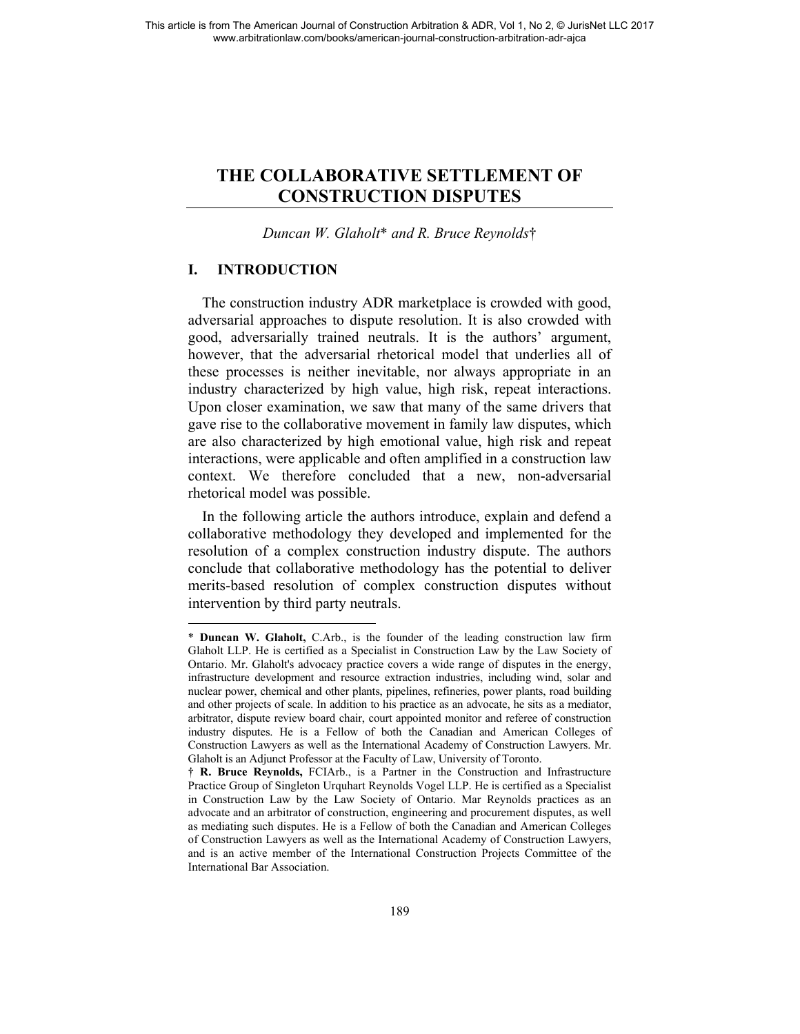# THE COLLABORATIVE SETTLEMENT OF CONSTRUCTION DISPUTES

*Duncan W. Glaholt\** *and R. Bruce Reynolds†*

## I. INTRODUCTION

The construction industry ADR marketplace is crowded with good, adversarial approaches to dispute resolution. It is also crowded with good, adversarially trained neutrals. It is the authors' argument, however, that the adversarial rhetorical model that underlies all of these processes is neither inevitable, nor always appropriate in an industry characterized by high value, high risk, repeat interactions. Upon closer examination, we saw that many of the same drivers that gave rise to the collaborative movement in family law disputes, which are also characterized by high emotional value, high risk and repeat interactions, were applicable and often amplified in a construction law context. We therefore concluded that a new, non-adversarial rhetorical model was possible.

In the following article the authors introduce, explain and defend a collaborative methodology they developed and implemented for the resolution of a complex construction industry dispute. The authors conclude that collaborative methodology has the potential to deliver merits-based resolution of complex construction disputes without intervention by third party neutrals.

---

\* **Duncan W. Glaholt,** C.Arb., is the founder of the leading construction law firm Glaholt LLP. He is certified as a Specialist in Construction Law by the Law Society of Ontario. Mr. Glaholt's advocacy practice covers a wide range of disputes in the energy, infrastructure development and resource extraction industries, including wind, solar and nuclear power, chemical and other plants, pipelines, refineries, power plants, road building and other projects of scale. In addition to his practice as an advocate, he sits as a mediator, arbitrator, dispute review board chair, court appointed monitor and referee of construction industry disputes. He is a Fellow of both the Canadian and American Colleges of Construction Lawyers as well as the International Academy of Construction Lawyers. Mr. Glaholt is an Adjunct Professor at the Faculty of Law, University of Toronto.

† **R. Bruce Reynolds,** FCIArb., is a Partner in the Construction and Infrastructure Practice Group of Singleton Urquhart Reynolds Vogel LLP. He is certified as a Specialist in Construction Law by the Law Society of Ontario. Mar Reynolds practices as an advocate and an arbitrator of construction, engineering and procurement disputes, as well as mediating such disputes. He is a Fellow of both the Canadian and American Colleges of Construction Lawyers as well as the International Academy of Construction Lawyers, and is an active member of the International Construction Projects Committee of the International Bar Association.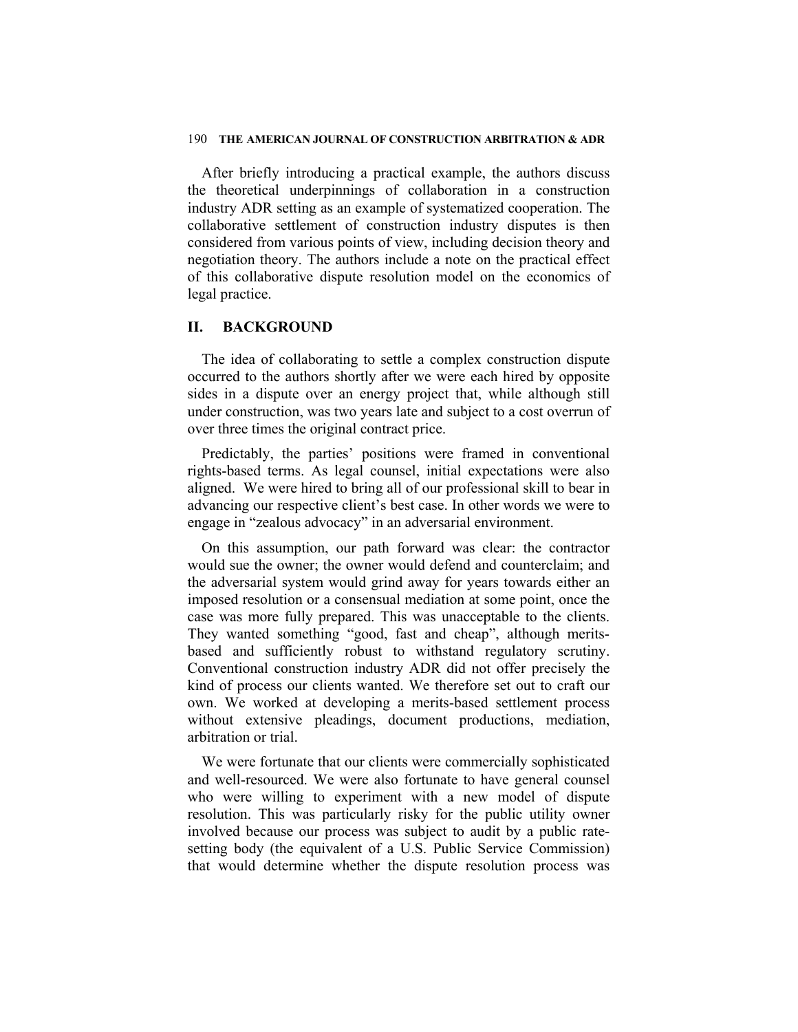After briefly introducing a practical example, the authors discuss the theoretical underpinnings of collaboration in a construction industry ADR setting as an example of systematized cooperation. The collaborative settlement of construction industry disputes is then considered from various points of view, including decision theory and negotiation theory. The authors include a note on the practical effect of this collaborative dispute resolution model on the economics of legal practice.

## II. BACKGROUND

The idea of collaborating to settle a complex construction dispute occurred to the authors shortly after we were each hired by opposite sides in a dispute over an energy project that, while although still under construction, was two years late and subject to a cost overrun of over three times the original contract price.

Predictably, the parties' positions were framed in conventional rights-based terms. As legal counsel, initial expectations were also aligned. We were hired to bring all of our professional skill to bear in advancing our respective client's best case. In other words we were to engage in "zealous advocacy" in an adversarial environment.

On this assumption, our path forward was clear: the contractor would sue the owner; the owner would defend and counterclaim; and the adversarial system would grind away for years towards either an imposed resolution or a consensual mediation at some point, once the case was more fully prepared. This was unacceptable to the clients. They wanted something "good, fast and cheap", although merits-based and sufficiently robust to withstand regulatory scrutiny. Conventional construction industry ADR did not offer precisely the kind of process our clients wanted. We therefore set out to craft our own. We worked at developing a merits-based settlement process without extensive pleadings, document productions, mediation, arbitration or trial.

We were fortunate that our clients were commercially sophisticated and well-resourced. We were also fortunate to have general counsel who were willing to experiment with a new model of dispute resolution. This was particularly risky for the public utility owner involved because our process was subject to audit by a public rate-setting body (the equivalent of a U.S. Public Service Commission) that would determine whether the dispute resolution process was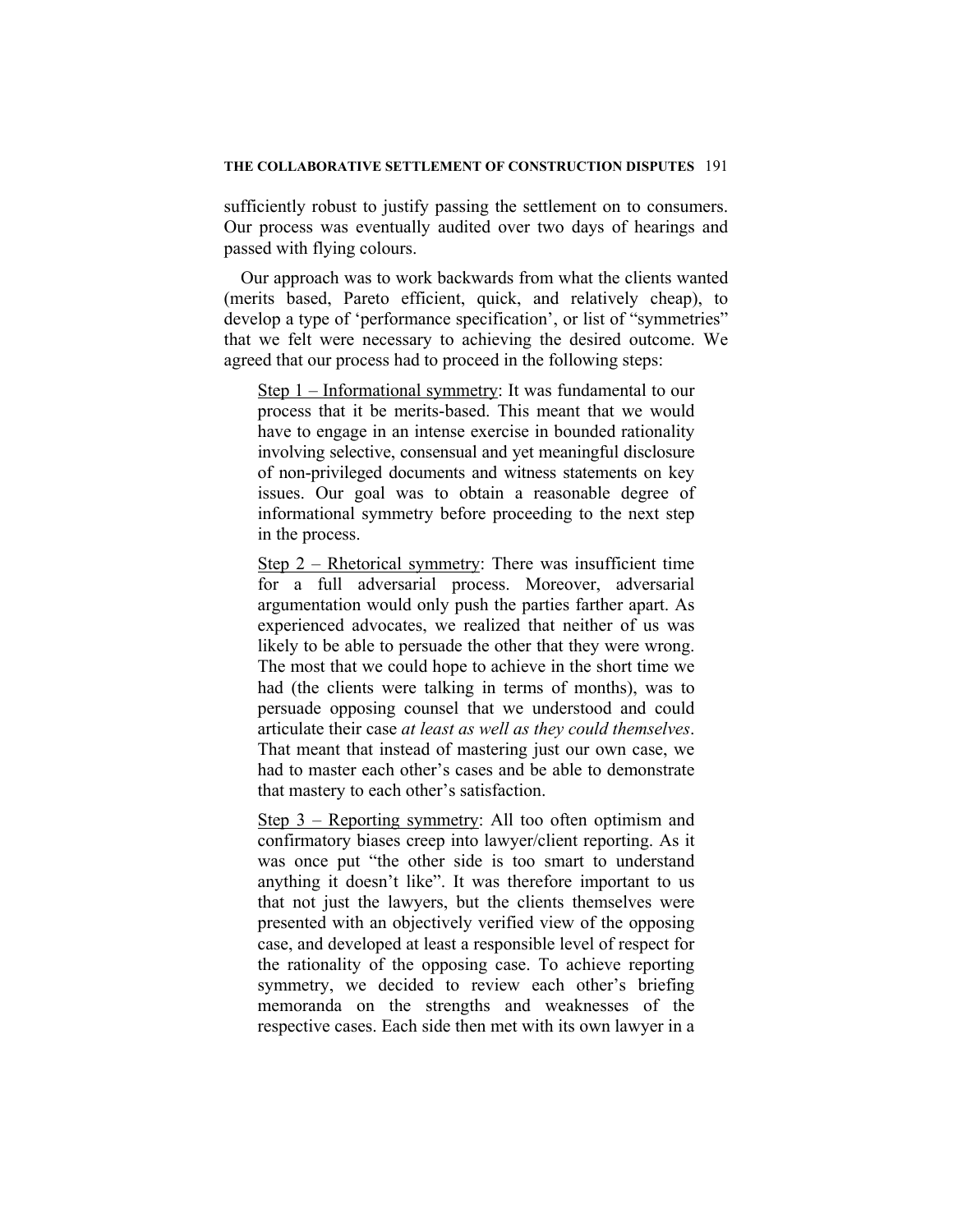sufficiently robust to justify passing the settlement on to consumers. Our process was eventually audited over two days of hearings and passed with flying colours.

Our approach was to work backwards from what the clients wanted (merits based, Pareto efficient, quick, and relatively cheap), to develop a type of 'performance specification', or list of "symmetries" that we felt were necessary to achieving the desired outcome. We agreed that our process had to proceed in the following steps:

> <u>Step 1 – Informational symmetry</u>: It was fundamental to our process that it be merits-based. This meant that we would have to engage in an intense exercise in bounded rationality involving selective, consensual and yet meaningful disclosure of non-privileged documents and witness statements on key issues. Our goal was to obtain a reasonable degree of informational symmetry before proceeding to the next step in the process.
>
> <u>Step 2 – Rhetorical symmetry</u>: There was insufficient time for a full adversarial process. Moreover, adversarial argumentation would only push the parties farther apart. As experienced advocates, we realized that neither of us was likely to be able to persuade the other that they were wrong. The most that we could hope to achieve in the short time we had (the clients were talking in terms of months), was to persuade opposing counsel that we understood and could articulate their case *at least as well as they could themselves*. That meant that instead of mastering just our own case, we had to master each other's cases and be able to demonstrate that mastery to each other's satisfaction.
>
> <u>Step 3 – Reporting symmetry</u>: All too often optimism and confirmatory biases creep into lawyer/client reporting. As it was once put "the other side is too smart to understand anything it doesn't like". It was therefore important to us that not just the lawyers, but the clients themselves were presented with an objectively verified view of the opposing case, and developed at least a responsible level of respect for the rationality of the opposing case. To achieve reporting symmetry, we decided to review each other's briefing memoranda on the strengths and weaknesses of the respective cases. Each side then met with its own lawyer in a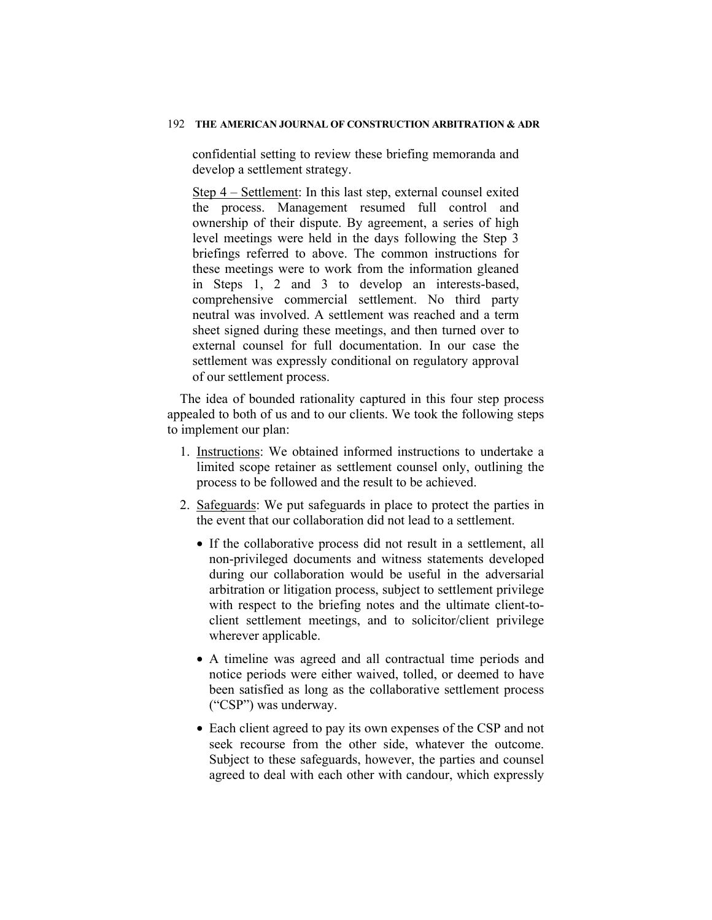confidential setting to review these briefing memoranda and develop a settlement strategy.

Step 4 – Settlement: In this last step, external counsel exited the process. Management resumed full control and ownership of their dispute. By agreement, a series of high level meetings were held in the days following the Step 3 briefings referred to above. The common instructions for these meetings were to work from the information gleaned in Steps 1, 2 and 3 to develop an interests-based, comprehensive commercial settlement. No third party neutral was involved. A settlement was reached and a term sheet signed during these meetings, and then turned over to external counsel for full documentation. In our case the settlement was expressly conditional on regulatory approval of our settlement process.

The idea of bounded rationality captured in this four step process appealed to both of us and to our clients. We took the following steps to implement our plan:

1. Instructions: We obtained informed instructions to undertake a limited scope retainer as settlement counsel only, outlining the process to be followed and the result to be achieved.
2. Safeguards: We put safeguards in place to protect the parties in the event that our collaboration did not lead to a settlement.
   - If the collaborative process did not result in a settlement, all non-privileged documents and witness statements developed during our collaboration would be useful in the adversarial arbitration or litigation process, subject to settlement privilege with respect to the briefing notes and the ultimate client-to-client settlement meetings, and to solicitor/client privilege wherever applicable.
   - A timeline was agreed and all contractual time periods and notice periods were either waived, tolled, or deemed to have been satisfied as long as the collaborative settlement process ("CSP") was underway.
   - Each client agreed to pay its own expenses of the CSP and not seek recourse from the other side, whatever the outcome. Subject to these safeguards, however, the parties and counsel agreed to deal with each other with candour, which expressly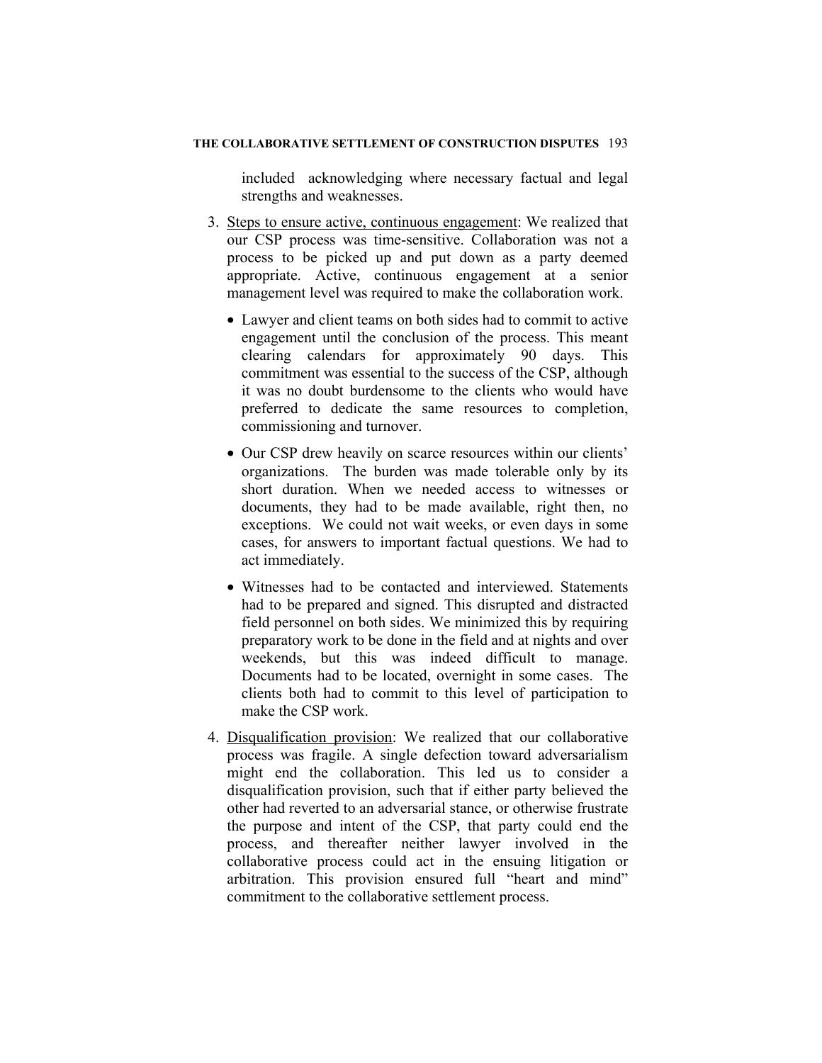included acknowledging where necessary factual and legal strengths and weaknesses.

3. Steps to ensure active, continuous engagement: We realized that our CSP process was time-sensitive. Collaboration was not a process to be picked up and put down as a party deemed appropriate. Active, continuous engagement at a senior management level was required to make the collaboration work.

   - Lawyer and client teams on both sides had to commit to active engagement until the conclusion of the process. This meant clearing calendars for approximately 90 days. This commitment was essential to the success of the CSP, although it was no doubt burdensome to the clients who would have preferred to dedicate the same resources to completion, commissioning and turnover.

   - Our CSP drew heavily on scarce resources within our clients' organizations. The burden was made tolerable only by its short duration. When we needed access to witnesses or documents, they had to be made available, right then, no exceptions. We could not wait weeks, or even days in some cases, for answers to important factual questions. We had to act immediately.

   - Witnesses had to be contacted and interviewed. Statements had to be prepared and signed. This disrupted and distracted field personnel on both sides. We minimized this by requiring preparatory work to be done in the field and at nights and over weekends, but this was indeed difficult to manage. Documents had to be located, overnight in some cases. The clients both had to commit to this level of participation to make the CSP work.

4. Disqualification provision: We realized that our collaborative process was fragile. A single defection toward adversarialism might end the collaboration. This led us to consider a disqualification provision, such that if either party believed the other had reverted to an adversarial stance, or otherwise frustrate the purpose and intent of the CSP, that party could end the process, and thereafter neither lawyer involved in the collaborative process could act in the ensuing litigation or arbitration. This provision ensured full "heart and mind" commitment to the collaborative settlement process.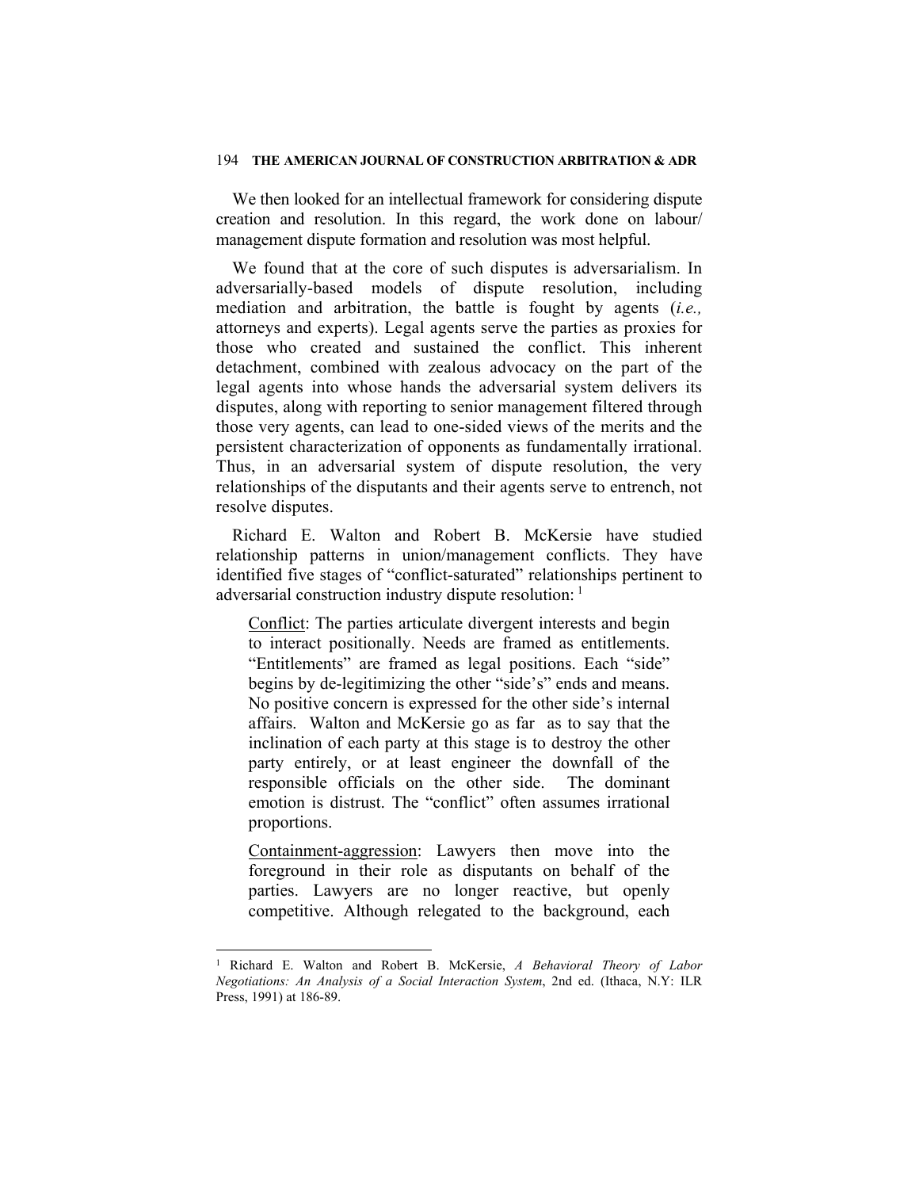We then looked for an intellectual framework for considering dispute creation and resolution. In this regard, the work done on labour/management dispute formation and resolution was most helpful.

We found that at the core of such disputes is adversarialism. In adversarially-based models of dispute resolution, including mediation and arbitration, the battle is fought by agents (*i.e.,* attorneys and experts). Legal agents serve the parties as proxies for those who created and sustained the conflict. This inherent detachment, combined with zealous advocacy on the part of the legal agents into whose hands the adversarial system delivers its disputes, along with reporting to senior management filtered through those very agents, can lead to one-sided views of the merits and the persistent characterization of opponents as fundamentally irrational. Thus, in an adversarial system of dispute resolution, the very relationships of the disputants and their agents serve to entrench, not resolve disputes.

Richard E. Walton and Robert B. McKersie have studied relationship patterns in union/management conflicts. They have identified five stages of "conflict-saturated" relationships pertinent to adversarial construction industry dispute resolution: [1]

> <u>Conflict</u>: The parties articulate divergent interests and begin to interact positionally. Needs are framed as entitlements. "Entitlements" are framed as legal positions. Each "side" begins by de-legitimizing the other "side's" ends and means. No positive concern is expressed for the other side's internal affairs. Walton and McKersie go as far as to say that the inclination of each party at this stage is to destroy the other party entirely, or at least engineer the downfall of the responsible officials on the other side. The dominant emotion is distrust. The "conflict" often assumes irrational proportions.
>
> <u>Containment-aggression</u>: Lawyers then move into the foreground in their role as disputants on behalf of the parties. Lawyers are no longer reactive, but openly competitive. Although relegated to the background, each

---

[1] Richard E. Walton and Robert B. McKersie, *A Behavioral Theory of Labor Negotiations: An Analysis of a Social Interaction System*, 2nd ed. (Ithaca, N.Y: ILR Press, 1991) at 186-89.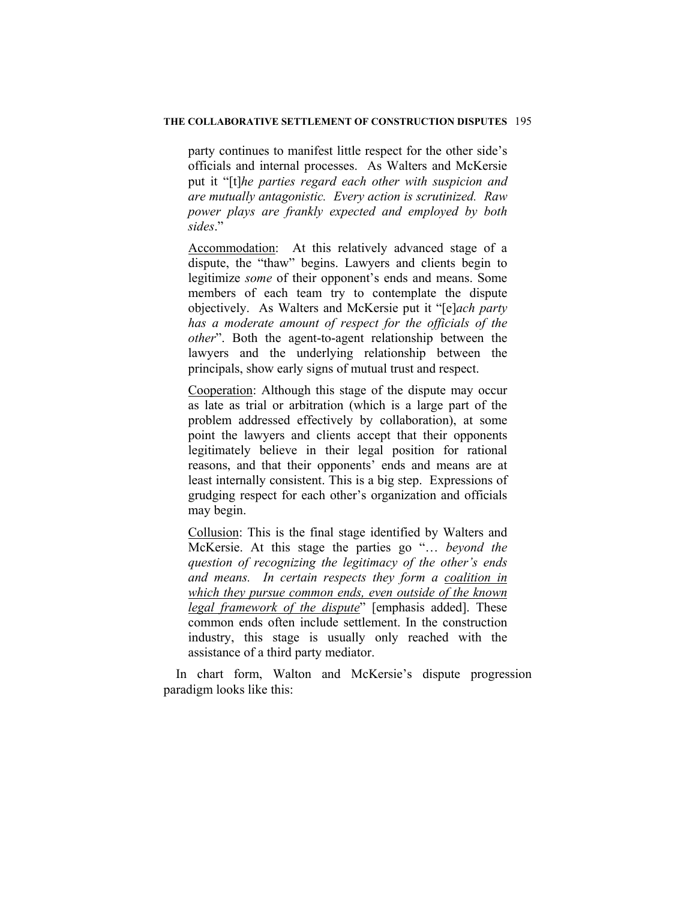party continues to manifest little respect for the other side's officials and internal processes. As Walters and McKersie put it "[t]*he parties regard each other with suspicion and are mutually antagonistic. Every action is scrutinized. Raw power plays are frankly expected and employed by both sides*."

<u>Accommodation</u>: At this relatively advanced stage of a dispute, the "thaw" begins. Lawyers and clients begin to legitimize *some* of their opponent's ends and means. Some members of each team try to contemplate the dispute objectively. As Walters and McKersie put it "[e]*ach party has a moderate amount of respect for the officials of the other*". Both the agent-to-agent relationship between the lawyers and the underlying relationship between the principals, show early signs of mutual trust and respect.

<u>Cooperation</u>: Although this stage of the dispute may occur as late as trial or arbitration (which is a large part of the problem addressed effectively by collaboration), at some point the lawyers and clients accept that their opponents legitimately believe in their legal position for rational reasons, and that their opponents' ends and means are at least internally consistent. This is a big step. Expressions of grudging respect for each other's organization and officials may begin.

<u>Collusion</u>: This is the final stage identified by Walters and McKersie. At this stage the parties go "… *beyond the question of recognizing the legitimacy of the other's ends and means. In certain respects they form a <u>coalition in which they pursue common ends, even outside of the known legal framework of the dispute</u>*" [emphasis added]. These common ends often include settlement. In the construction industry, this stage is usually only reached with the assistance of a third party mediator.

In chart form, Walton and McKersie's dispute progression paradigm looks like this: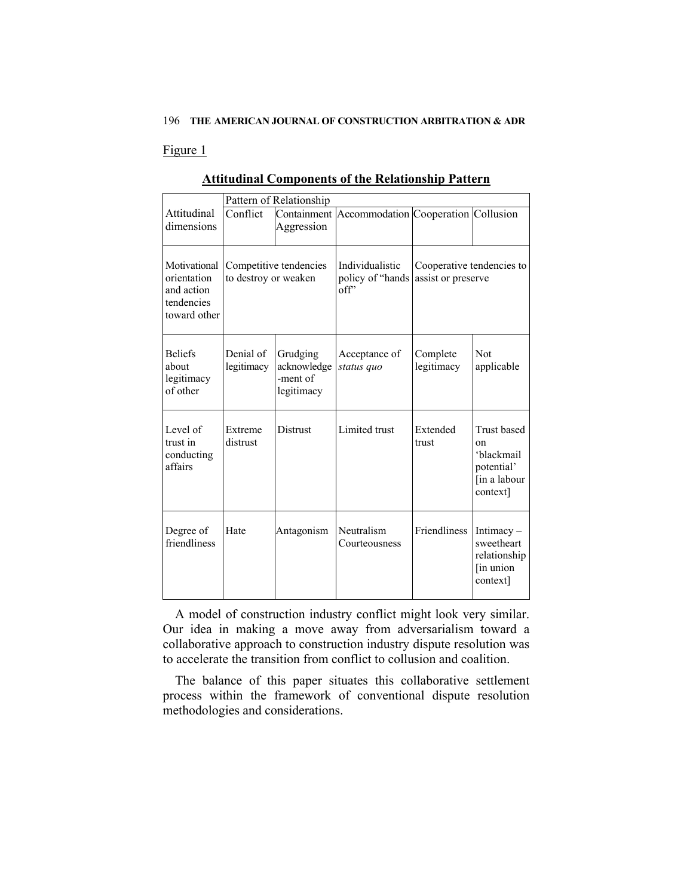Figure 1

**Attitudinal Components of the Relationship Pattern**

| | Pattern of Relationship | | | | |
|---|---|---|---|---|---|
| Attitudinal dimensions | Conflict | Containment Aggression | Accommodation | Cooperation | Collusion |
| Motivational orientation and action tendencies toward other | Competitive tendencies to destroy or weaken | | Individualistic policy of "hands off" | Cooperative tendencies to assist or preserve | |
| Beliefs about legitimacy of other | Denial of legitimacy | Grudging acknowledge-ment of legitimacy | Acceptance of *status quo* | Complete legitimacy | Not applicable |
| Level of trust in conducting affairs | Extreme distrust | Distrust | Limited trust | Extended trust | Trust based on 'blackmail potential' [in a labour context] |
| Degree of friendliness | Hate | Antagonism | Neutralism Courteousness | Friendliness | Intimacy – sweetheart relationship [in union context] |

A model of construction industry conflict might look very similar. Our idea in making a move away from adversarialism toward a collaborative approach to construction industry dispute resolution was to accelerate the transition from conflict to collusion and coalition.

The balance of this paper situates this collaborative settlement process within the framework of conventional dispute resolution methodologies and considerations.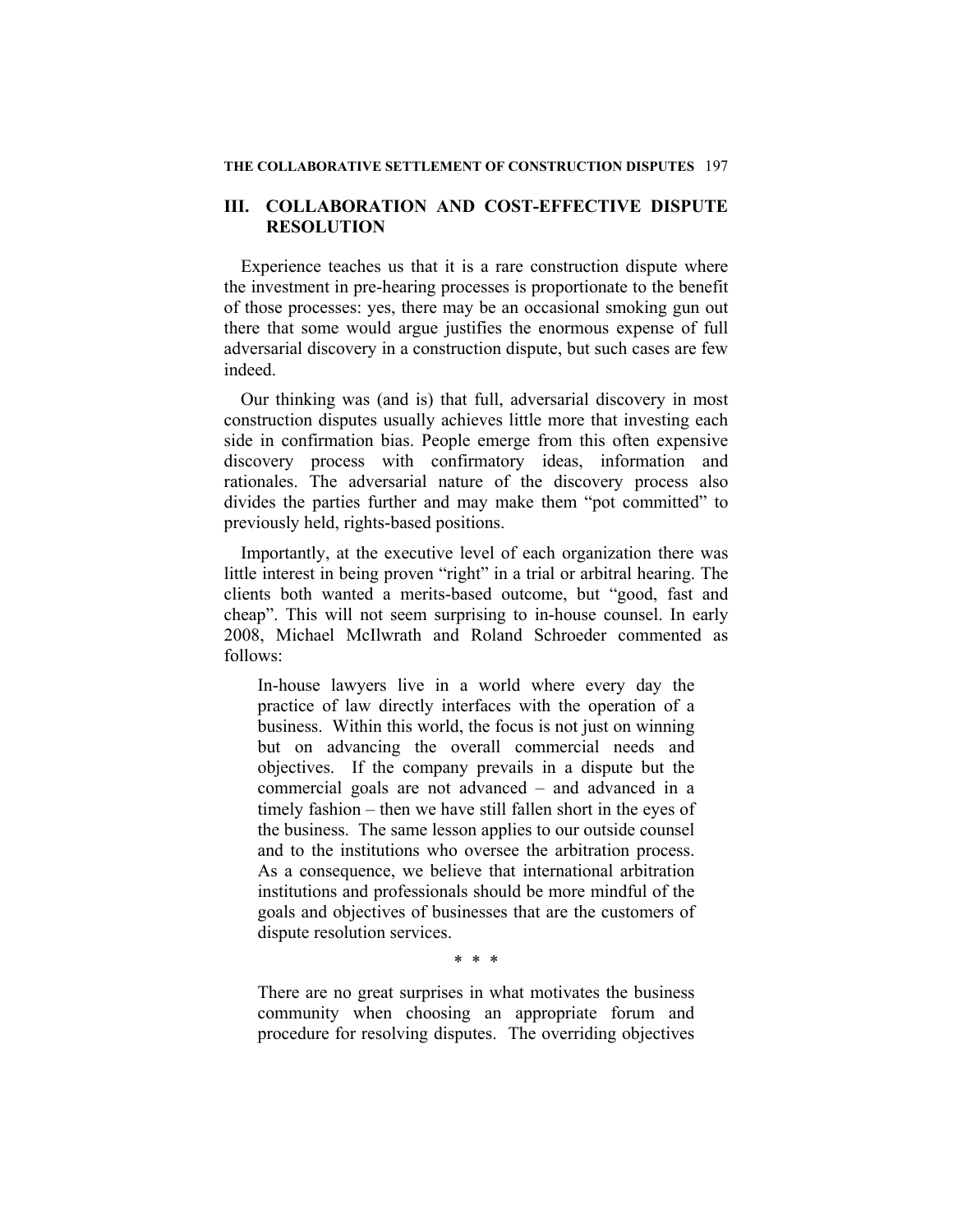## III. COLLABORATION AND COST-EFFECTIVE DISPUTE RESOLUTION

Experience teaches us that it is a rare construction dispute where the investment in pre-hearing processes is proportionate to the benefit of those processes: yes, there may be an occasional smoking gun out there that some would argue justifies the enormous expense of full adversarial discovery in a construction dispute, but such cases are few indeed.

Our thinking was (and is) that full, adversarial discovery in most construction disputes usually achieves little more that investing each side in confirmation bias. People emerge from this often expensive discovery process with confirmatory ideas, information and rationales. The adversarial nature of the discovery process also divides the parties further and may make them "pot committed" to previously held, rights-based positions.

Importantly, at the executive level of each organization there was little interest in being proven "right" in a trial or arbitral hearing. The clients both wanted a merits-based outcome, but "good, fast and cheap". This will not seem surprising to in-house counsel. In early 2008, Michael McIlwrath and Roland Schroeder commented as follows:

> In-house lawyers live in a world where every day the practice of law directly interfaces with the operation of a business. Within this world, the focus is not just on winning but on advancing the overall commercial needs and objectives. If the company prevails in a dispute but the commercial goals are not advanced – and advanced in a timely fashion – then we have still fallen short in the eyes of the business. The same lesson applies to our outside counsel and to the institutions who oversee the arbitration process. As a consequence, we believe that international arbitration institutions and professionals should be more mindful of the goals and objectives of businesses that are the customers of dispute resolution services.
>
> \* \* \*
>
> There are no great surprises in what motivates the business community when choosing an appropriate forum and procedure for resolving disputes. The overriding objectives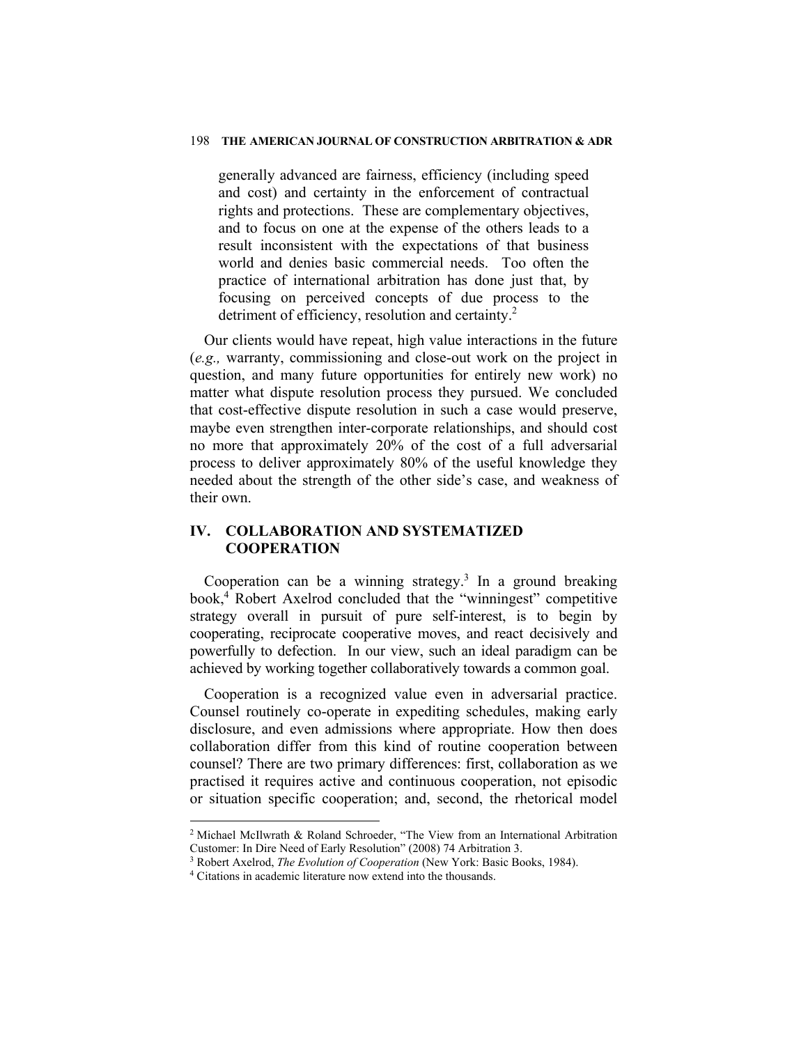> generally advanced are fairness, efficiency (including speed and cost) and certainty in the enforcement of contractual rights and protections. These are complementary objectives, and to focus on one at the expense of the others leads to a result inconsistent with the expectations of that business world and denies basic commercial needs. Too often the practice of international arbitration has done just that, by focusing on perceived concepts of due process to the detriment of efficiency, resolution and certainty.[2]

Our clients would have repeat, high value interactions in the future (*e.g.,* warranty, commissioning and close-out work on the project in question, and many future opportunities for entirely new work) no matter what dispute resolution process they pursued. We concluded that cost-effective dispute resolution in such a case would preserve, maybe even strengthen inter-corporate relationships, and should cost no more that approximately 20% of the cost of a full adversarial process to deliver approximately 80% of the useful knowledge they needed about the strength of the other side's case, and weakness of their own.

## IV. COLLABORATION AND SYSTEMATIZED COOPERATION

Cooperation can be a winning strategy.[3] In a ground breaking book,[4] Robert Axelrod concluded that the "winningest" competitive strategy overall in pursuit of pure self-interest, is to begin by cooperating, reciprocate cooperative moves, and react decisively and powerfully to defection. In our view, such an ideal paradigm can be achieved by working together collaboratively towards a common goal.

Cooperation is a recognized value even in adversarial practice. Counsel routinely co-operate in expediting schedules, making early disclosure, and even admissions where appropriate. How then does collaboration differ from this kind of routine cooperation between counsel? There are two primary differences: first, collaboration as we practised it requires active and continuous cooperation, not episodic or situation specific cooperation; and, second, the rhetorical model

---

[2] Michael McIlwrath & Roland Schroeder, "The View from an International Arbitration Customer: In Dire Need of Early Resolution" (2008) 74 Arbitration 3.

[3] Robert Axelrod, *The Evolution of Cooperation* (New York: Basic Books, 1984).

[4] Citations in academic literature now extend into the thousands.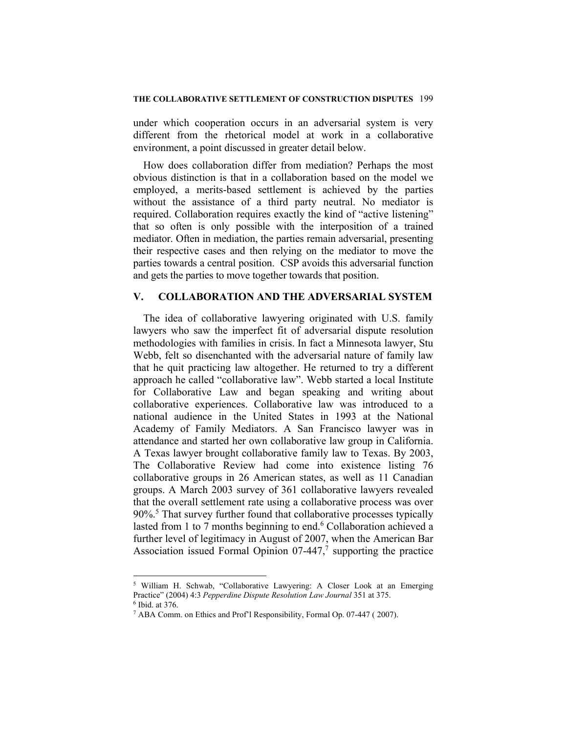under which cooperation occurs in an adversarial system is very different from the rhetorical model at work in a collaborative environment, a point discussed in greater detail below.

How does collaboration differ from mediation? Perhaps the most obvious distinction is that in a collaboration based on the model we employed, a merits-based settlement is achieved by the parties without the assistance of a third party neutral. No mediator is required. Collaboration requires exactly the kind of "active listening" that so often is only possible with the interposition of a trained mediator. Often in mediation, the parties remain adversarial, presenting their respective cases and then relying on the mediator to move the parties towards a central position. CSP avoids this adversarial function and gets the parties to move together towards that position.

## V. COLLABORATION AND THE ADVERSARIAL SYSTEM

The idea of collaborative lawyering originated with U.S. family lawyers who saw the imperfect fit of adversarial dispute resolution methodologies with families in crisis. In fact a Minnesota lawyer, Stu Webb, felt so disenchanted with the adversarial nature of family law that he quit practicing law altogether. He returned to try a different approach he called "collaborative law". Webb started a local Institute for Collaborative Law and began speaking and writing about collaborative experiences. Collaborative law was introduced to a national audience in the United States in 1993 at the National Academy of Family Mediators. A San Francisco lawyer was in attendance and started her own collaborative law group in California. A Texas lawyer brought collaborative family law to Texas. By 2003, The Collaborative Review had come into existence listing 76 collaborative groups in 26 American states, as well as 11 Canadian groups. A March 2003 survey of 361 collaborative lawyers revealed that the overall settlement rate using a collaborative process was over 90%.[5] That survey further found that collaborative processes typically lasted from 1 to 7 months beginning to end.[6] Collaboration achieved a further level of legitimacy in August of 2007, when the American Bar Association issued Formal Opinion 07-447,[7] supporting the practice

---

[5] William H. Schwab, "Collaborative Lawyering: A Closer Look at an Emerging Practice" (2004) 4:3 *Pepperdine Dispute Resolution Law Journal* 351 at 375.

[6] Ibid. at 376.

[7] ABA Comm. on Ethics and Prof'l Responsibility, Formal Op. 07-447 ( 2007).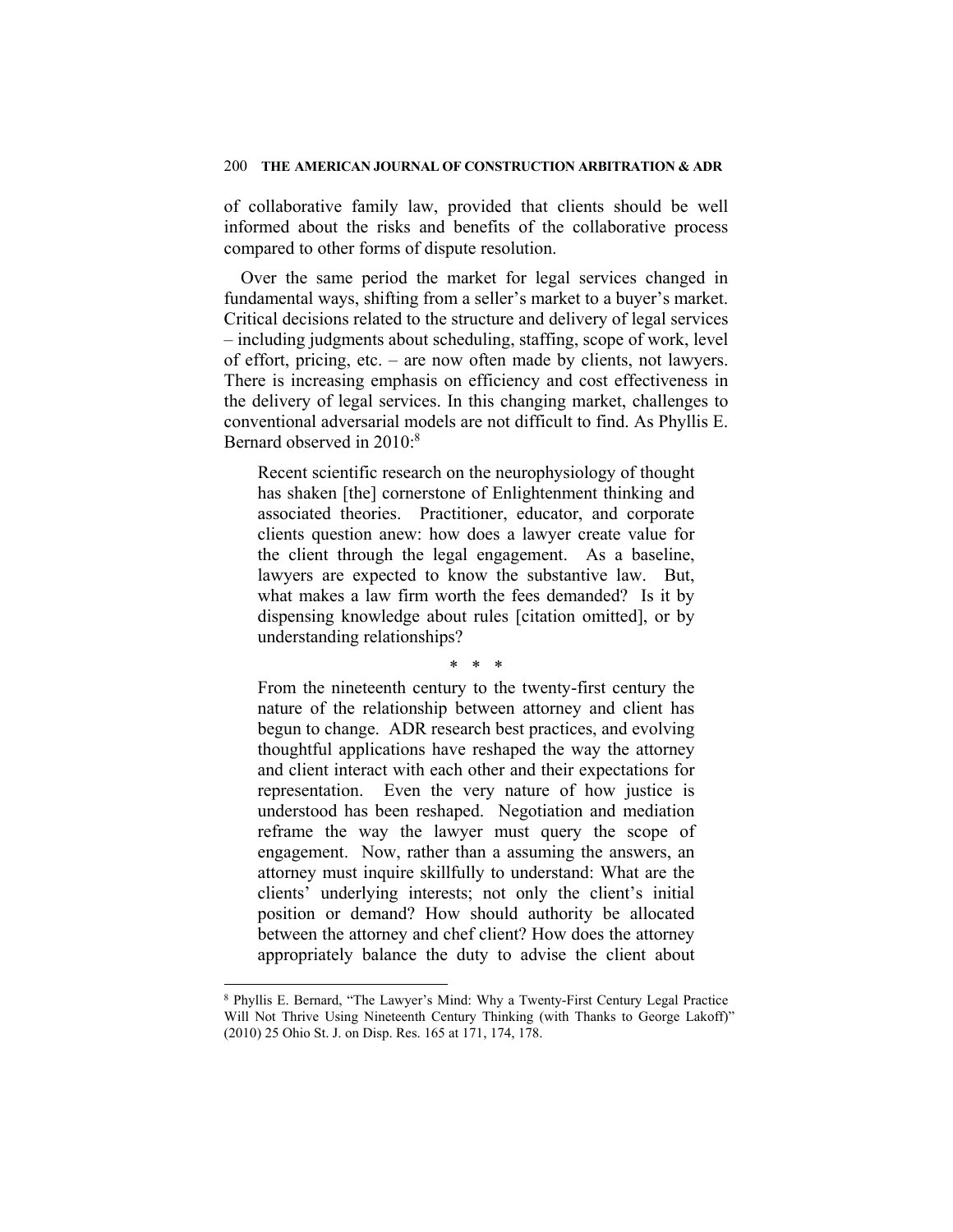of collaborative family law, provided that clients should be well informed about the risks and benefits of the collaborative process compared to other forms of dispute resolution.

Over the same period the market for legal services changed in fundamental ways, shifting from a seller's market to a buyer's market. Critical decisions related to the structure and delivery of legal services – including judgments about scheduling, staffing, scope of work, level of effort, pricing, etc. – are now often made by clients, not lawyers. There is increasing emphasis on efficiency and cost effectiveness in the delivery of legal services. In this changing market, challenges to conventional adversarial models are not difficult to find. As Phyllis E. Bernard observed in 2010:[8]

> Recent scientific research on the neurophysiology of thought has shaken [the] cornerstone of Enlightenment thinking and associated theories. Practitioner, educator, and corporate clients question anew: how does a lawyer create value for the client through the legal engagement. As a baseline, lawyers are expected to know the substantive law. But, what makes a law firm worth the fees demanded? Is it by dispensing knowledge about rules [citation omitted], or by understanding relationships?
>
> \* \* \*
>
> From the nineteenth century to the twenty-first century the nature of the relationship between attorney and client has begun to change. ADR research best practices, and evolving thoughtful applications have reshaped the way the attorney and client interact with each other and their expectations for representation. Even the very nature of how justice is understood has been reshaped. Negotiation and mediation reframe the way the lawyer must query the scope of engagement. Now, rather than a assuming the answers, an attorney must inquire skillfully to understand: What are the clients' underlying interests; not only the client's initial position or demand? How should authority be allocated between the attorney and chef client? How does the attorney appropriately balance the duty to advise the client about

---

[8] Phyllis E. Bernard, "The Lawyer's Mind: Why a Twenty-First Century Legal Practice Will Not Thrive Using Nineteenth Century Thinking (with Thanks to George Lakoff)" (2010) 25 Ohio St. J. on Disp. Res. 165 at 171, 174, 178.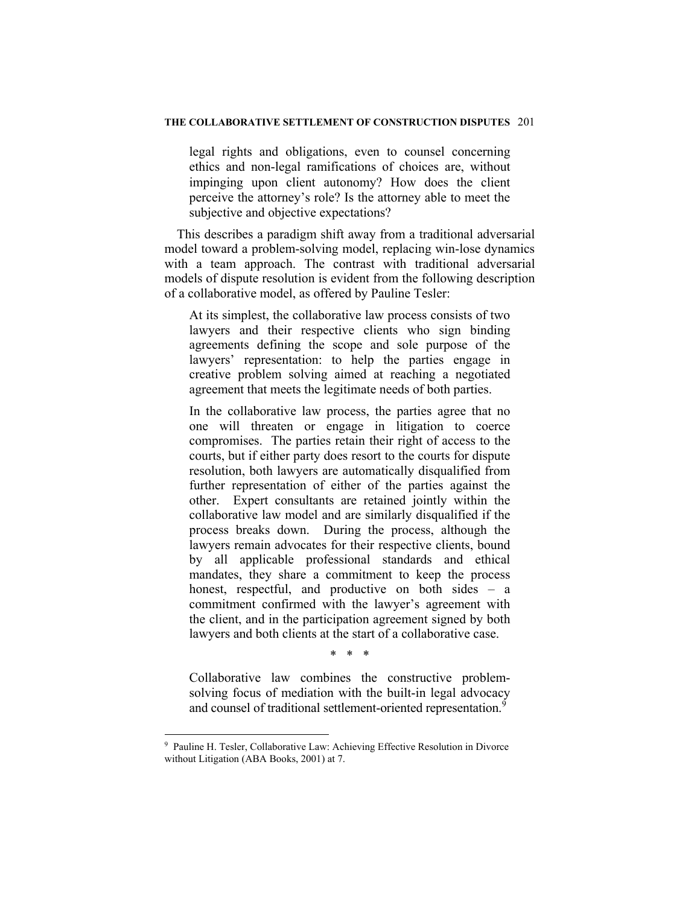> legal rights and obligations, even to counsel concerning ethics and non-legal ramifications of choices are, without impinging upon client autonomy? How does the client perceive the attorney's role? Is the attorney able to meet the subjective and objective expectations?

This describes a paradigm shift away from a traditional adversarial model toward a problem-solving model, replacing win-lose dynamics with a team approach. The contrast with traditional adversarial models of dispute resolution is evident from the following description of a collaborative model, as offered by Pauline Tesler:

> At its simplest, the collaborative law process consists of two lawyers and their respective clients who sign binding agreements defining the scope and sole purpose of the lawyers' representation: to help the parties engage in creative problem solving aimed at reaching a negotiated agreement that meets the legitimate needs of both parties.
>
> In the collaborative law process, the parties agree that no one will threaten or engage in litigation to coerce compromises. The parties retain their right of access to the courts, but if either party does resort to the courts for dispute resolution, both lawyers are automatically disqualified from further representation of either of the parties against the other. Expert consultants are retained jointly within the collaborative law model and are similarly disqualified if the process breaks down. During the process, although the lawyers remain advocates for their respective clients, bound by all applicable professional standards and ethical mandates, they share a commitment to keep the process honest, respectful, and productive on both sides – a commitment confirmed with the lawyer's agreement with the client, and in the participation agreement signed by both lawyers and both clients at the start of a collaborative case.
>
> \* \* \*
>
> Collaborative law combines the constructive problem-solving focus of mediation with the built-in legal advocacy and counsel of traditional settlement-oriented representation.[9]

---

[9] Pauline H. Tesler, Collaborative Law: Achieving Effective Resolution in Divorce without Litigation (ABA Books, 2001) at 7.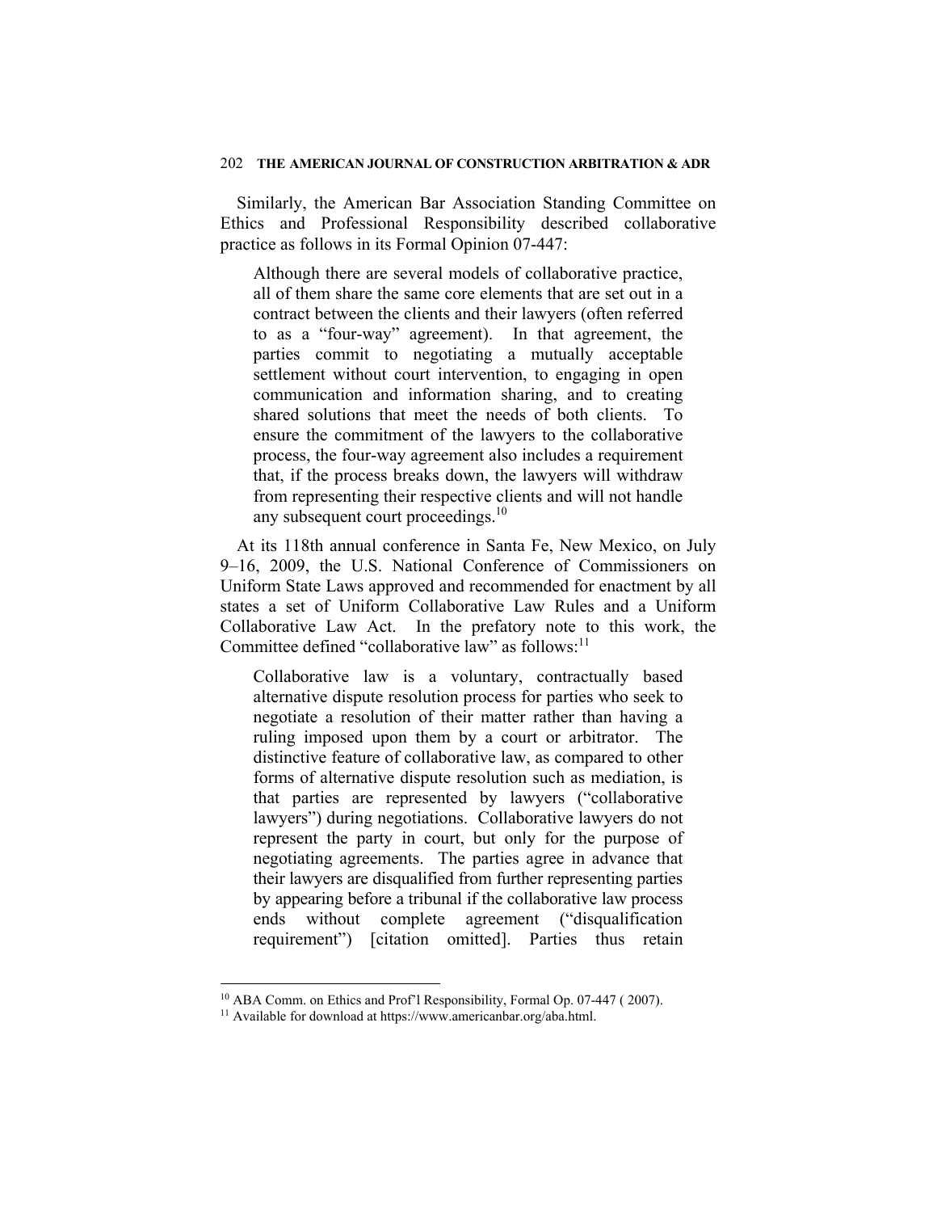Similarly, the American Bar Association Standing Committee on Ethics and Professional Responsibility described collaborative practice as follows in its Formal Opinion 07-447:

> Although there are several models of collaborative practice, all of them share the same core elements that are set out in a contract between the clients and their lawyers (often referred to as a "four-way" agreement). In that agreement, the parties commit to negotiating a mutually acceptable settlement without court intervention, to engaging in open communication and information sharing, and to creating shared solutions that meet the needs of both clients. To ensure the commitment of the lawyers to the collaborative process, the four-way agreement also includes a requirement that, if the process breaks down, the lawyers will withdraw from representing their respective clients and will not handle any subsequent court proceedings.[10]

At its 118th annual conference in Santa Fe, New Mexico, on July 9–16, 2009, the U.S. National Conference of Commissioners on Uniform State Laws approved and recommended for enactment by all states a set of Uniform Collaborative Law Rules and a Uniform Collaborative Law Act. In the prefatory note to this work, the Committee defined "collaborative law" as follows:[11]

> Collaborative law is a voluntary, contractually based alternative dispute resolution process for parties who seek to negotiate a resolution of their matter rather than having a ruling imposed upon them by a court or arbitrator. The distinctive feature of collaborative law, as compared to other forms of alternative dispute resolution such as mediation, is that parties are represented by lawyers ("collaborative lawyers") during negotiations. Collaborative lawyers do not represent the party in court, but only for the purpose of negotiating agreements. The parties agree in advance that their lawyers are disqualified from further representing parties by appearing before a tribunal if the collaborative law process ends without complete agreement ("disqualification requirement") [citation omitted]. Parties thus retain

---

[10] ABA Comm. on Ethics and Prof'l Responsibility, Formal Op. 07-447 ( 2007).

[11] Available for download at https://www.americanbar.org/aba.html.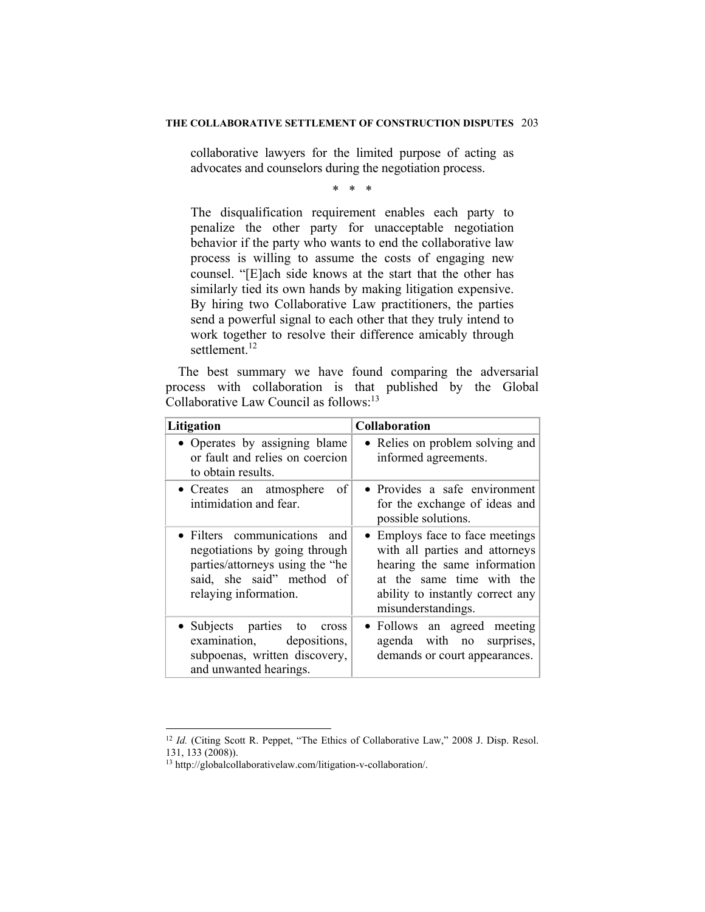> collaborative lawyers for the limited purpose of acting as advocates and counselors during the negotiation process.
>
> \* \* \*
>
> The disqualification requirement enables each party to penalize the other party for unacceptable negotiation behavior if the party who wants to end the collaborative law process is willing to assume the costs of engaging new counsel. "[E]ach side knows at the start that the other has similarly tied its own hands by making litigation expensive. By hiring two Collaborative Law practitioners, the parties send a powerful signal to each other that they truly intend to work together to resolve their difference amicably through settlement.[12]

The best summary we have found comparing the adversarial process with collaboration is that published by the Global Collaborative Law Council as follows:[13]

| Litigation | Collaboration |
|---|---|
| • Operates by assigning blame or fault and relies on coercion to obtain results. | • Relies on problem solving and informed agreements. |
| • Creates an atmosphere of intimidation and fear. | • Provides a safe environment for the exchange of ideas and possible solutions. |
| • Filters communications and negotiations by going through parties/attorneys using the "he said, she said" method of relaying information. | • Employs face to face meetings with all parties and attorneys hearing the same information at the same time with the ability to instantly correct any misunderstandings. |
| • Subjects parties to cross examination, depositions, subpoenas, written discovery, and unwanted hearings. | • Follows an agreed meeting agenda with no surprises, demands or court appearances. |

---

[12] *Id.* (Citing Scott R. Peppet, "The Ethics of Collaborative Law," 2008 J. Disp. Resol. 131, 133 (2008)).

[13] http://globalcollaborativelaw.com/litigation-v-collaboration/.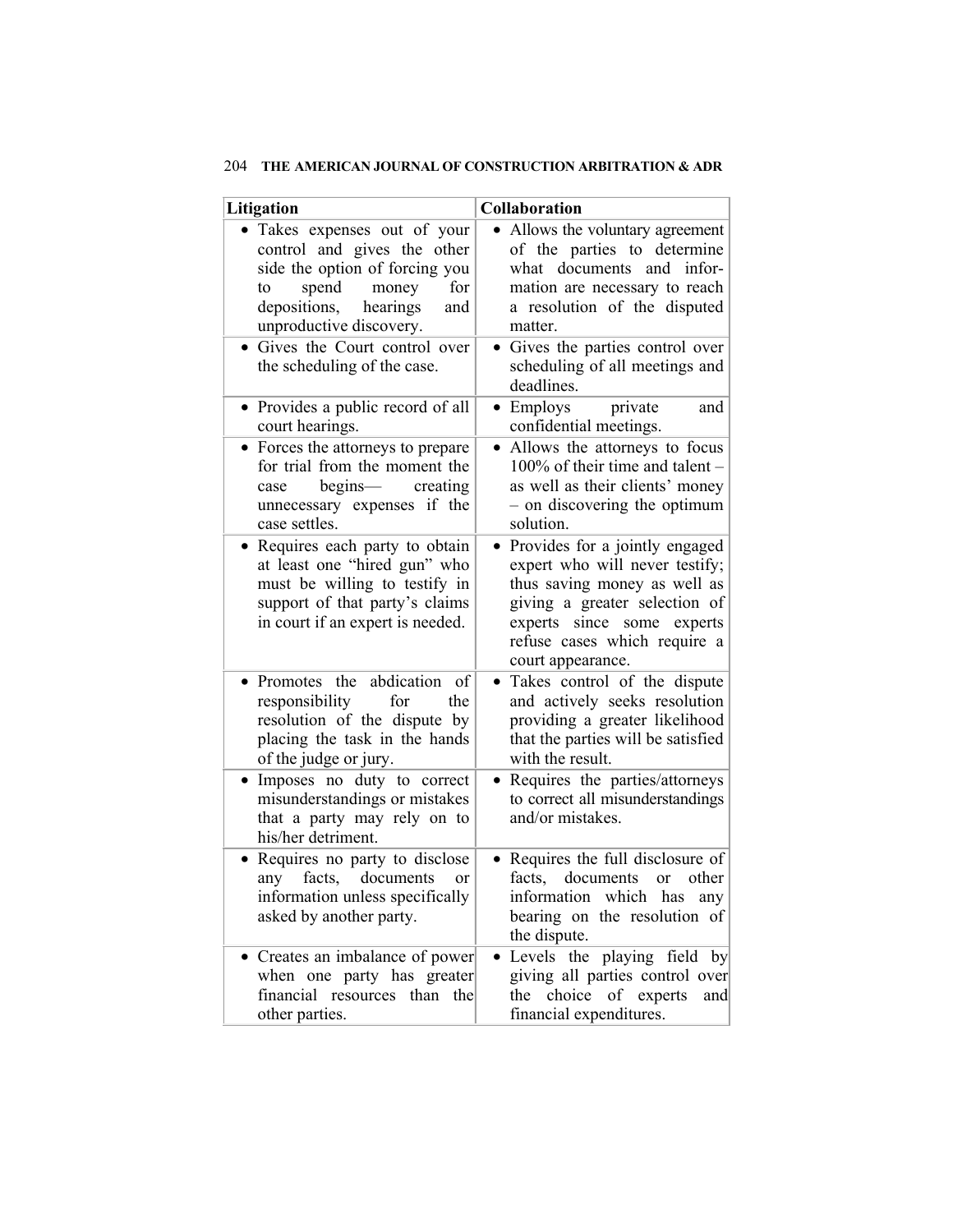| Litigation | Collaboration |
|---|---|
| • Takes expenses out of your control and gives the other side the option of forcing you to spend money for depositions, hearings and unproductive discovery. | • Allows the voluntary agreement of the parties to determine what documents and information are necessary to reach a resolution of the disputed matter. |
| • Gives the Court control over the scheduling of the case. | • Gives the parties control over scheduling of all meetings and deadlines. |
| • Provides a public record of all court hearings. | • Employs private and confidential meetings. |
| • Forces the attorneys to prepare for trial from the moment the case begins— creating unnecessary expenses if the case settles. | • Allows the attorneys to focus 100% of their time and talent – as well as their clients' money – on discovering the optimum solution. |
| • Requires each party to obtain at least one "hired gun" who must be willing to testify in support of that party's claims in court if an expert is needed. | • Provides for a jointly engaged expert who will never testify; thus saving money as well as giving a greater selection of experts since some experts refuse cases which require a court appearance. |
| • Promotes the abdication of responsibility for the resolution of the dispute by placing the task in the hands of the judge or jury. | • Takes control of the dispute and actively seeks resolution providing a greater likelihood that the parties will be satisfied with the result. |
| • Imposes no duty to correct misunderstandings or mistakes that a party may rely on to his/her detriment. | • Requires the parties/attorneys to correct all misunderstandings and/or mistakes. |
| • Requires no party to disclose any facts, documents or information unless specifically asked by another party. | • Requires the full disclosure of facts, documents or other information which has any bearing on the resolution of the dispute. |
| • Creates an imbalance of power when one party has greater financial resources than the other parties. | • Levels the playing field by giving all parties control over the choice of experts and financial expenditures. |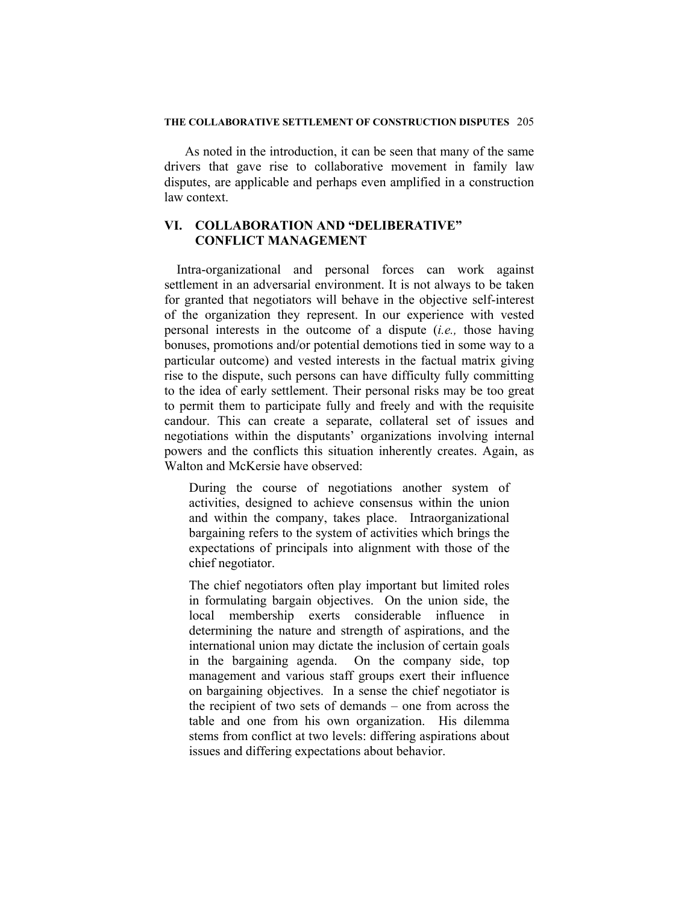As noted in the introduction, it can be seen that many of the same drivers that gave rise to collaborative movement in family law disputes, are applicable and perhaps even amplified in a construction law context.

## VI. COLLABORATION AND "DELIBERATIVE" CONFLICT MANAGEMENT

Intra-organizational and personal forces can work against settlement in an adversarial environment. It is not always to be taken for granted that negotiators will behave in the objective self-interest of the organization they represent. In our experience with vested personal interests in the outcome of a dispute (*i.e.,* those having bonuses, promotions and/or potential demotions tied in some way to a particular outcome) and vested interests in the factual matrix giving rise to the dispute, such persons can have difficulty fully committing to the idea of early settlement. Their personal risks may be too great to permit them to participate fully and freely and with the requisite candour. This can create a separate, collateral set of issues and negotiations within the disputants' organizations involving internal powers and the conflicts this situation inherently creates. Again, as Walton and McKersie have observed:

> During the course of negotiations another system of activities, designed to achieve consensus within the union and within the company, takes place. Intraorganizational bargaining refers to the system of activities which brings the expectations of principals into alignment with those of the chief negotiator.
>
> The chief negotiators often play important but limited roles in formulating bargain objectives. On the union side, the local membership exerts considerable influence in determining the nature and strength of aspirations, and the international union may dictate the inclusion of certain goals in the bargaining agenda. On the company side, top management and various staff groups exert their influence on bargaining objectives. In a sense the chief negotiator is the recipient of two sets of demands – one from across the table and one from his own organization. His dilemma stems from conflict at two levels: differing aspirations about issues and differing expectations about behavior.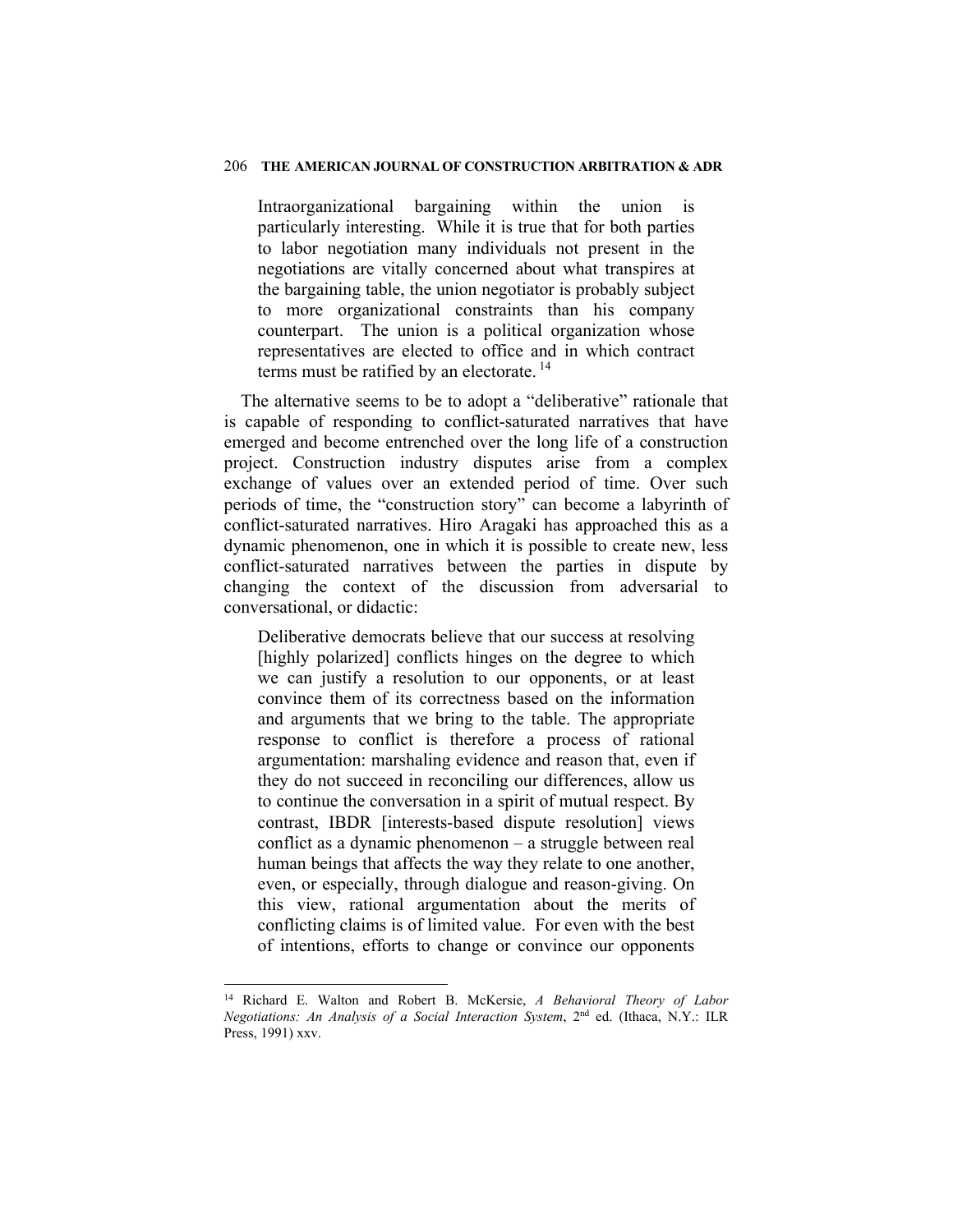> Intraorganizational bargaining within the union is particularly interesting. While it is true that for both parties to labor negotiation many individuals not present in the negotiations are vitally concerned about what transpires at the bargaining table, the union negotiator is probably subject to more organizational constraints than his company counterpart. The union is a political organization whose representatives are elected to office and in which contract terms must be ratified by an electorate.[14]

The alternative seems to be to adopt a "deliberative" rationale that is capable of responding to conflict-saturated narratives that have emerged and become entrenched over the long life of a construction project. Construction industry disputes arise from a complex exchange of values over an extended period of time. Over such periods of time, the "construction story" can become a labyrinth of conflict-saturated narratives. Hiro Aragaki has approached this as a dynamic phenomenon, one in which it is possible to create new, less conflict-saturated narratives between the parties in dispute by changing the context of the discussion from adversarial to conversational, or didactic:

> Deliberative democrats believe that our success at resolving [highly polarized] conflicts hinges on the degree to which we can justify a resolution to our opponents, or at least convince them of its correctness based on the information and arguments that we bring to the table. The appropriate response to conflict is therefore a process of rational argumentation: marshaling evidence and reason that, even if they do not succeed in reconciling our differences, allow us to continue the conversation in a spirit of mutual respect. By contrast, IBDR [interests-based dispute resolution] views conflict as a dynamic phenomenon – a struggle between real human beings that affects the way they relate to one another, even, or especially, through dialogue and reason-giving. On this view, rational argumentation about the merits of conflicting claims is of limited value. For even with the best of intentions, efforts to change or convince our opponents

---

[14] Richard E. Walton and Robert B. McKersie, *A Behavioral Theory of Labor Negotiations: An Analysis of a Social Interaction System*, 2nd ed. (Ithaca, N.Y.: ILR Press, 1991) xxv.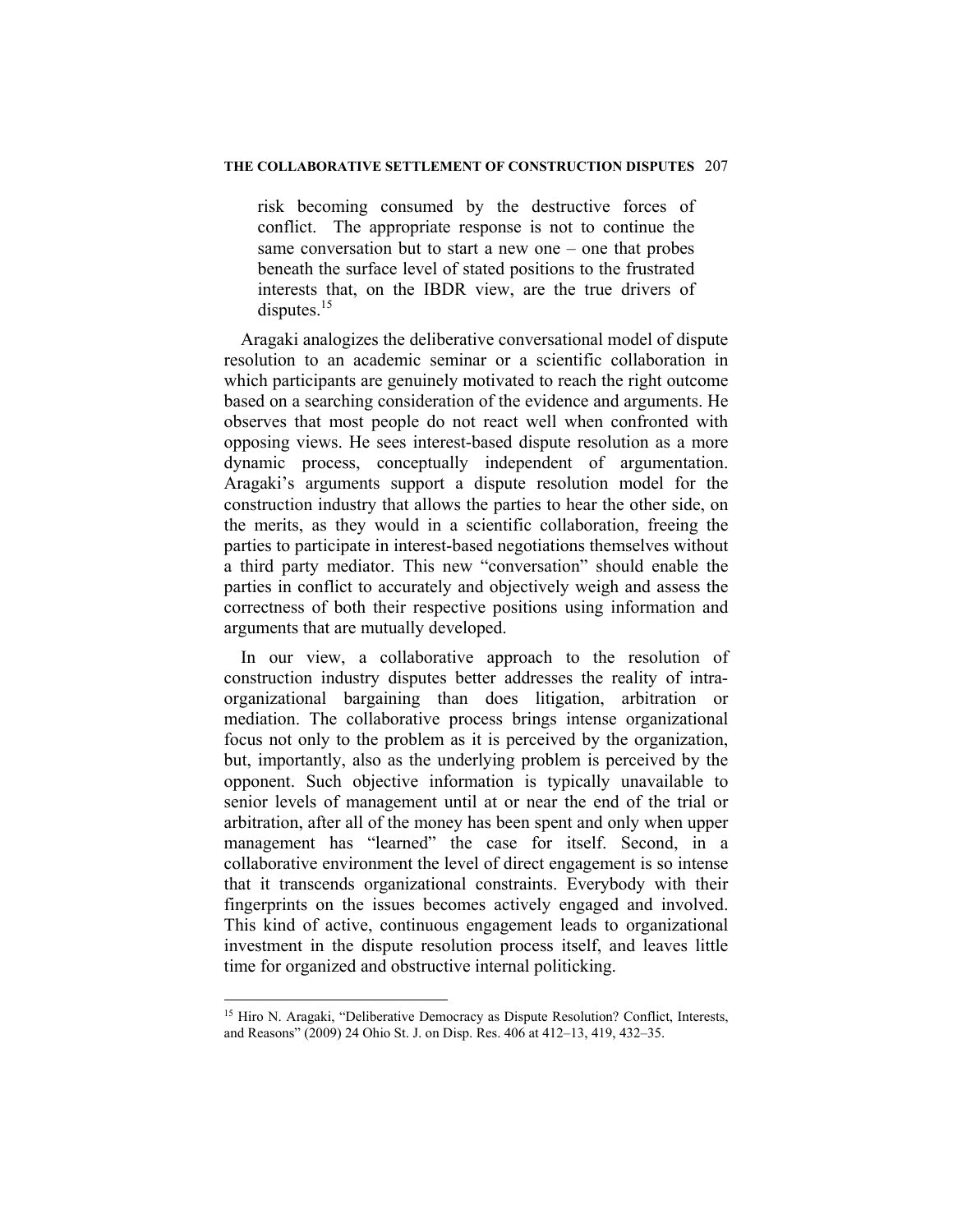> risk becoming consumed by the destructive forces of conflict. The appropriate response is not to continue the same conversation but to start a new one – one that probes beneath the surface level of stated positions to the frustrated interests that, on the IBDR view, are the true drivers of disputes.[15]

Aragaki analogizes the deliberative conversational model of dispute resolution to an academic seminar or a scientific collaboration in which participants are genuinely motivated to reach the right outcome based on a searching consideration of the evidence and arguments. He observes that most people do not react well when confronted with opposing views. He sees interest-based dispute resolution as a more dynamic process, conceptually independent of argumentation. Aragaki's arguments support a dispute resolution model for the construction industry that allows the parties to hear the other side, on the merits, as they would in a scientific collaboration, freeing the parties to participate in interest-based negotiations themselves without a third party mediator. This new "conversation" should enable the parties in conflict to accurately and objectively weigh and assess the correctness of both their respective positions using information and arguments that are mutually developed.

In our view, a collaborative approach to the resolution of construction industry disputes better addresses the reality of intra-organizational bargaining than does litigation, arbitration or mediation. The collaborative process brings intense organizational focus not only to the problem as it is perceived by the organization, but, importantly, also as the underlying problem is perceived by the opponent. Such objective information is typically unavailable to senior levels of management until at or near the end of the trial or arbitration, after all of the money has been spent and only when upper management has "learned" the case for itself. Second, in a collaborative environment the level of direct engagement is so intense that it transcends organizational constraints. Everybody with their fingerprints on the issues becomes actively engaged and involved. This kind of active, continuous engagement leads to organizational investment in the dispute resolution process itself, and leaves little time for organized and obstructive internal politicking.

---

[15] Hiro N. Aragaki, "Deliberative Democracy as Dispute Resolution? Conflict, Interests, and Reasons" (2009) 24 Ohio St. J. on Disp. Res. 406 at 412–13, 419, 432–35.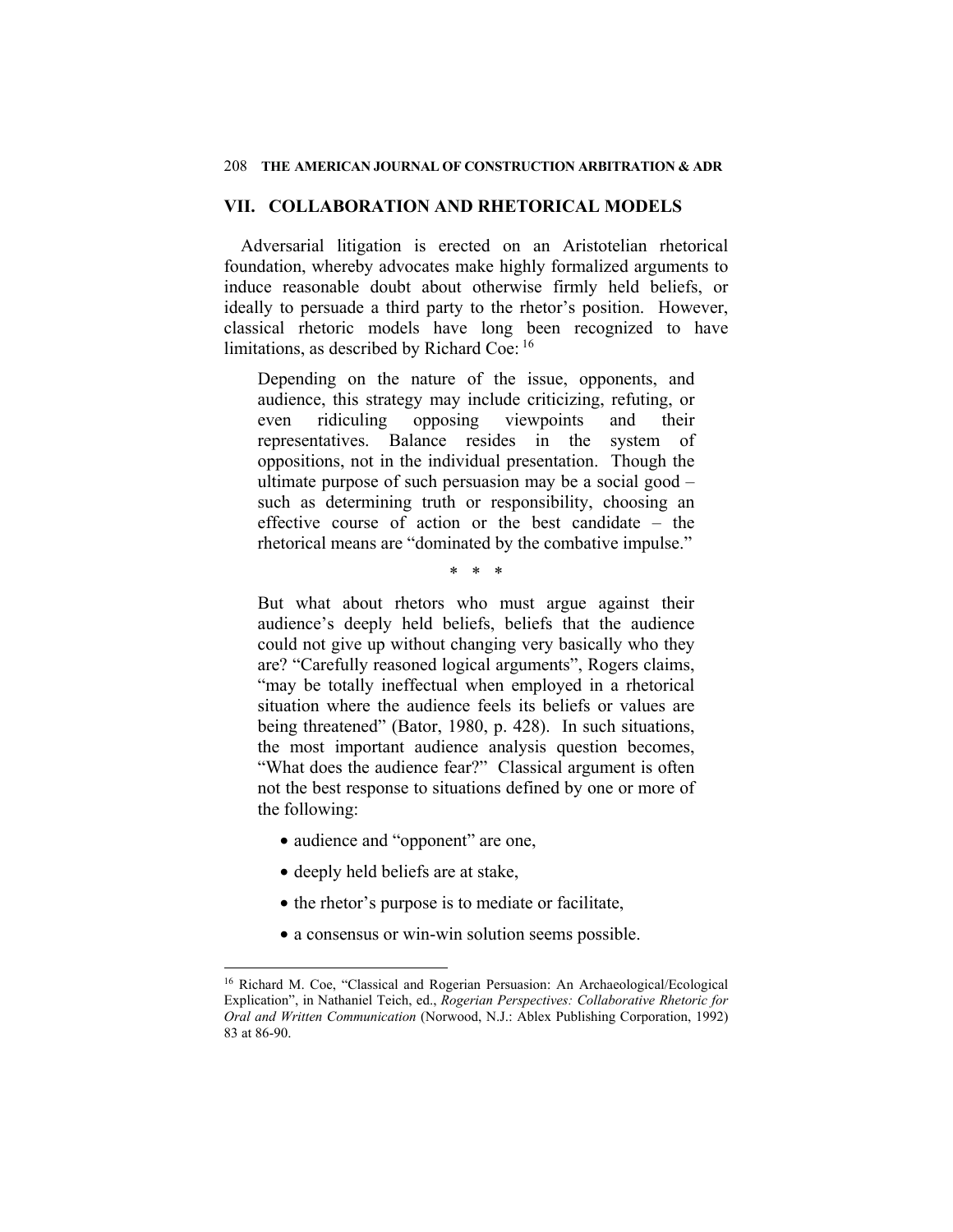## VII. COLLABORATION AND RHETORICAL MODELS

Adversarial litigation is erected on an Aristotelian rhetorical foundation, whereby advocates make highly formalized arguments to induce reasonable doubt about otherwise firmly held beliefs, or ideally to persuade a third party to the rhetor's position. However, classical rhetoric models have long been recognized to have limitations, as described by Richard Coe: [16]

> Depending on the nature of the issue, opponents, and audience, this strategy may include criticizing, refuting, or even ridiculing opposing viewpoints and their representatives. Balance resides in the system of oppositions, not in the individual presentation. Though the ultimate purpose of such persuasion may be a social good – such as determining truth or responsibility, choosing an effective course of action or the best candidate – the rhetorical means are "dominated by the combative impulse."
>
> \* \* \*
>
> But what about rhetors who must argue against their audience's deeply held beliefs, beliefs that the audience could not give up without changing very basically who they are? "Carefully reasoned logical arguments", Rogers claims, "may be totally ineffectual when employed in a rhetorical situation where the audience feels its beliefs or values are being threatened" (Bator, 1980, p. 428). In such situations, the most important audience analysis question becomes, "What does the audience fear?" Classical argument is often not the best response to situations defined by one or more of the following:
>
> - audience and "opponent" are one,
> - deeply held beliefs are at stake,
> - the rhetor's purpose is to mediate or facilitate,
> - a consensus or win-win solution seems possible.

---

[16] Richard M. Coe, "Classical and Rogerian Persuasion: An Archaeological/Ecological Explication", in Nathaniel Teich, ed., *Rogerian Perspectives: Collaborative Rhetoric for Oral and Written Communication* (Norwood, N.J.: Ablex Publishing Corporation, 1992) 83 at 86-90.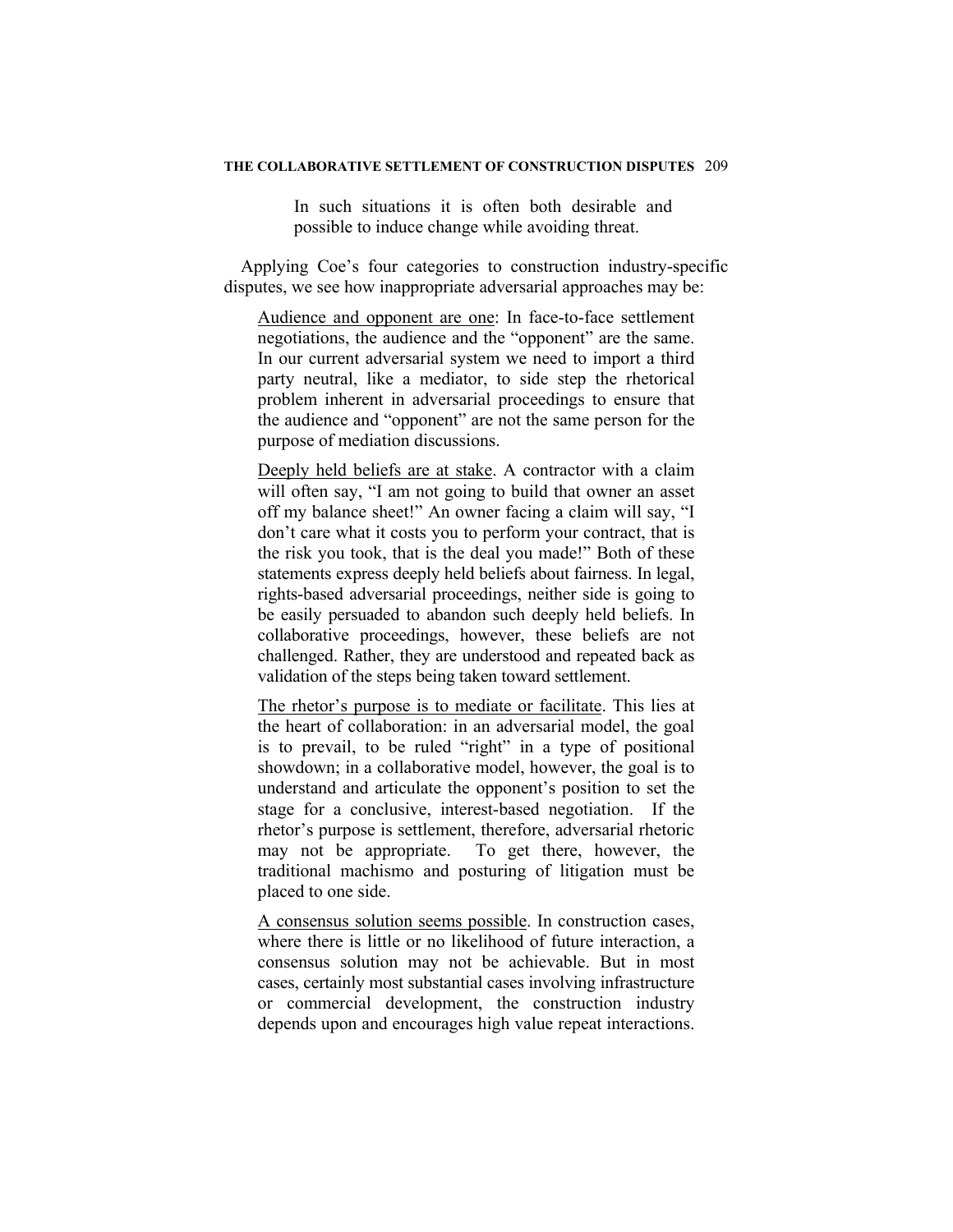> In such situations it is often both desirable and possible to induce change while avoiding threat.

Applying Coe's four categories to construction industry-specific disputes, we see how inappropriate adversarial approaches may be:

> <u>Audience and opponent are one</u>: In face-to-face settlement negotiations, the audience and the "opponent" are the same. In our current adversarial system we need to import a third party neutral, like a mediator, to side step the rhetorical problem inherent in adversarial proceedings to ensure that the audience and "opponent" are not the same person for the purpose of mediation discussions.
>
> <u>Deeply held beliefs are at stake</u>. A contractor with a claim will often say, "I am not going to build that owner an asset off my balance sheet!" An owner facing a claim will say, "I don't care what it costs you to perform your contract, that is the risk you took, that is the deal you made!" Both of these statements express deeply held beliefs about fairness. In legal, rights-based adversarial proceedings, neither side is going to be easily persuaded to abandon such deeply held beliefs. In collaborative proceedings, however, these beliefs are not challenged. Rather, they are understood and repeated back as validation of the steps being taken toward settlement.
>
> <u>The rhetor's purpose is to mediate or facilitate</u>. This lies at the heart of collaboration: in an adversarial model, the goal is to prevail, to be ruled "right" in a type of positional showdown; in a collaborative model, however, the goal is to understand and articulate the opponent's position to set the stage for a conclusive, interest-based negotiation. If the rhetor's purpose is settlement, therefore, adversarial rhetoric may not be appropriate. To get there, however, the traditional machismo and posturing of litigation must be placed to one side.
>
> <u>A consensus solution seems possible</u>. In construction cases, where there is little or no likelihood of future interaction, a consensus solution may not be achievable. But in most cases, certainly most substantial cases involving infrastructure or commercial development, the construction industry depends upon and encourages high value repeat interactions.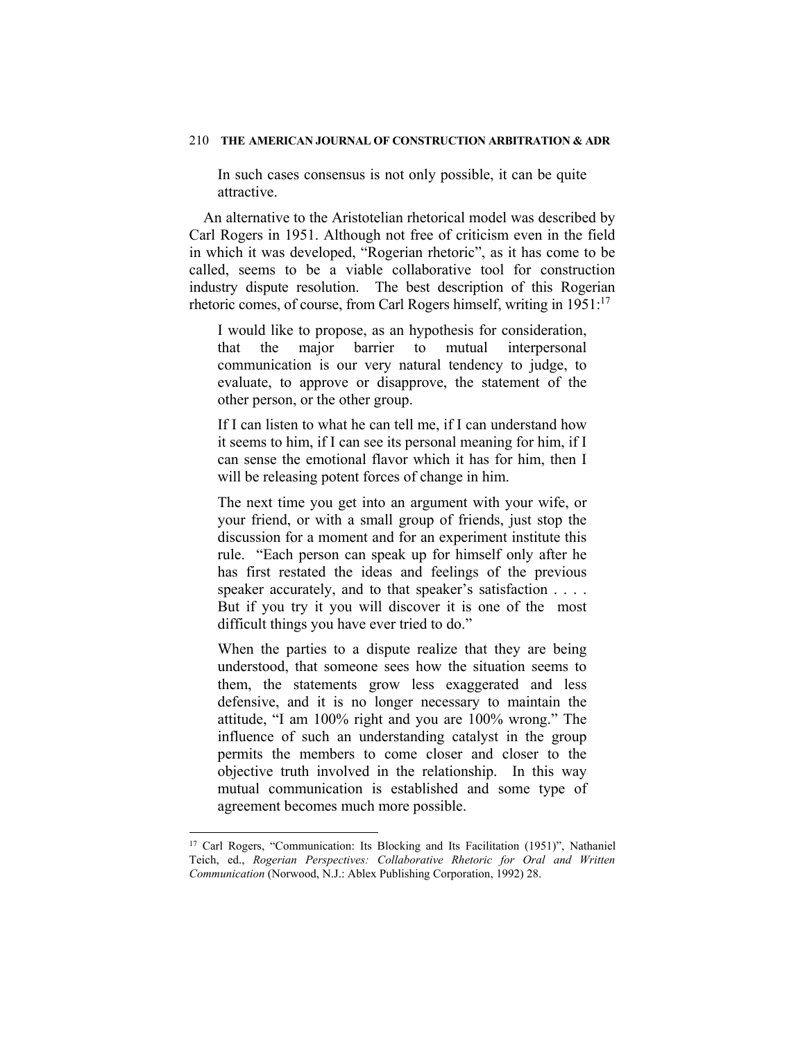> In such cases consensus is not only possible, it can be quite attractive.

An alternative to the Aristotelian rhetorical model was described by Carl Rogers in 1951. Although not free of criticism even in the field in which it was developed, "Rogerian rhetoric", as it has come to be called, seems to be a viable collaborative tool for construction industry dispute resolution. The best description of this Rogerian rhetoric comes, of course, from Carl Rogers himself, writing in 1951:[17]

> I would like to propose, as an hypothesis for consideration, that the major barrier to mutual interpersonal communication is our very natural tendency to judge, to evaluate, to approve or disapprove, the statement of the other person, or the other group.
>
> If I can listen to what he can tell me, if I can understand how it seems to him, if I can see its personal meaning for him, if I can sense the emotional flavor which it has for him, then I will be releasing potent forces of change in him.
>
> The next time you get into an argument with your wife, or your friend, or with a small group of friends, just stop the discussion for a moment and for an experiment institute this rule. "Each person can speak up for himself only after he has first restated the ideas and feelings of the previous speaker accurately, and to that speaker's satisfaction . . . . But if you try it you will discover it is one of the most difficult things you have ever tried to do."
>
> When the parties to a dispute realize that they are being understood, that someone sees how the situation seems to them, the statements grow less exaggerated and less defensive, and it is no longer necessary to maintain the attitude, "I am 100% right and you are 100% wrong." The influence of such an understanding catalyst in the group permits the members to come closer and closer to the objective truth involved in the relationship. In this way mutual communication is established and some type of agreement becomes much more possible.

---

[17] Carl Rogers, "Communication: Its Blocking and Its Facilitation (1951)", Nathaniel Teich, ed., *Rogerian Perspectives: Collaborative Rhetoric for Oral and Written Communication* (Norwood, N.J.: Ablex Publishing Corporation, 1992) 28.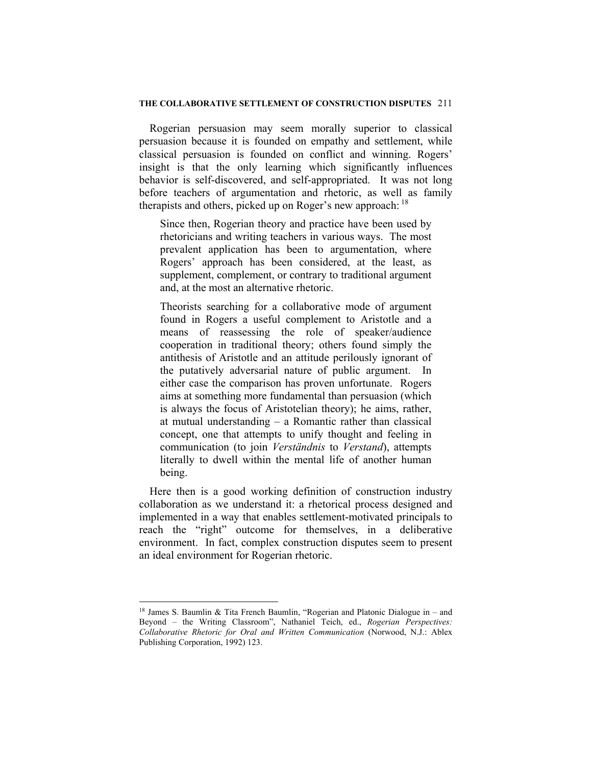Rogerian persuasion may seem morally superior to classical persuasion because it is founded on empathy and settlement, while classical persuasion is founded on conflict and winning. Rogers' insight is that the only learning which significantly influences behavior is self-discovered, and self-appropriated. It was not long before teachers of argumentation and rhetoric, as well as family therapists and others, picked up on Roger's new approach: [18]

> Since then, Rogerian theory and practice have been used by rhetoricians and writing teachers in various ways. The most prevalent application has been to argumentation, where Rogers' approach has been considered, at the least, as supplement, complement, or contrary to traditional argument and, at the most an alternative rhetoric.
>
> Theorists searching for a collaborative mode of argument found in Rogers a useful complement to Aristotle and a means of reassessing the role of speaker/audience cooperation in traditional theory; others found simply the antithesis of Aristotle and an attitude perilously ignorant of the putatively adversarial nature of public argument. In either case the comparison has proven unfortunate. Rogers aims at something more fundamental than persuasion (which is always the focus of Aristotelian theory); he aims, rather, at mutual understanding – a Romantic rather than classical concept, one that attempts to unify thought and feeling in communication (to join *Verständnis* to *Verstand*), attempts literally to dwell within the mental life of another human being.

Here then is a good working definition of construction industry collaboration as we understand it: a rhetorical process designed and implemented in a way that enables settlement-motivated principals to reach the "right" outcome for themselves, in a deliberative environment. In fact, complex construction disputes seem to present an ideal environment for Rogerian rhetoric.

---

[18] James S. Baumlin & Tita French Baumlin, "Rogerian and Platonic Dialogue in – and Beyond – the Writing Classroom", Nathaniel Teich, ed., *Rogerian Perspectives: Collaborative Rhetoric for Oral and Written Communication* (Norwood, N.J.: Ablex Publishing Corporation, 1992) 123.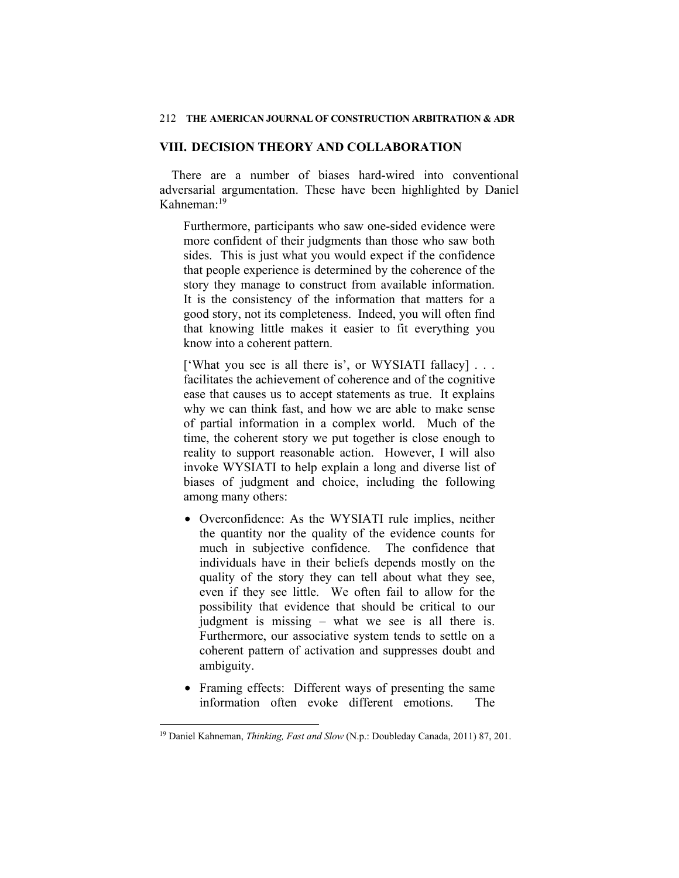## VIII. DECISION THEORY AND COLLABORATION

There are a number of biases hard-wired into conventional adversarial argumentation. These have been highlighted by Daniel Kahneman:[19]

> Furthermore, participants who saw one-sided evidence were more confident of their judgments than those who saw both sides. This is just what you would expect if the confidence that people experience is determined by the coherence of the story they manage to construct from available information. It is the consistency of the information that matters for a good story, not its completeness. Indeed, you will often find that knowing little makes it easier to fit everything you know into a coherent pattern.
>
> ['What you see is all there is', or WYSIATI fallacy] . . . facilitates the achievement of coherence and of the cognitive ease that causes us to accept statements as true. It explains why we can think fast, and how we are able to make sense of partial information in a complex world. Much of the time, the coherent story we put together is close enough to reality to support reasonable action. However, I will also invoke WYSIATI to help explain a long and diverse list of biases of judgment and choice, including the following among many others:
>
> - Overconfidence: As the WYSIATI rule implies, neither the quantity nor the quality of the evidence counts for much in subjective confidence. The confidence that individuals have in their beliefs depends mostly on the quality of the story they can tell about what they see, even if they see little. We often fail to allow for the possibility that evidence that should be critical to our judgment is missing – what we see is all there is. Furthermore, our associative system tends to settle on a coherent pattern of activation and suppresses doubt and ambiguity.
> - Framing effects: Different ways of presenting the same information often evoke different emotions. The

---

[19] Daniel Kahneman, *Thinking, Fast and Slow* (N.p.: Doubleday Canada, 2011) 87, 201.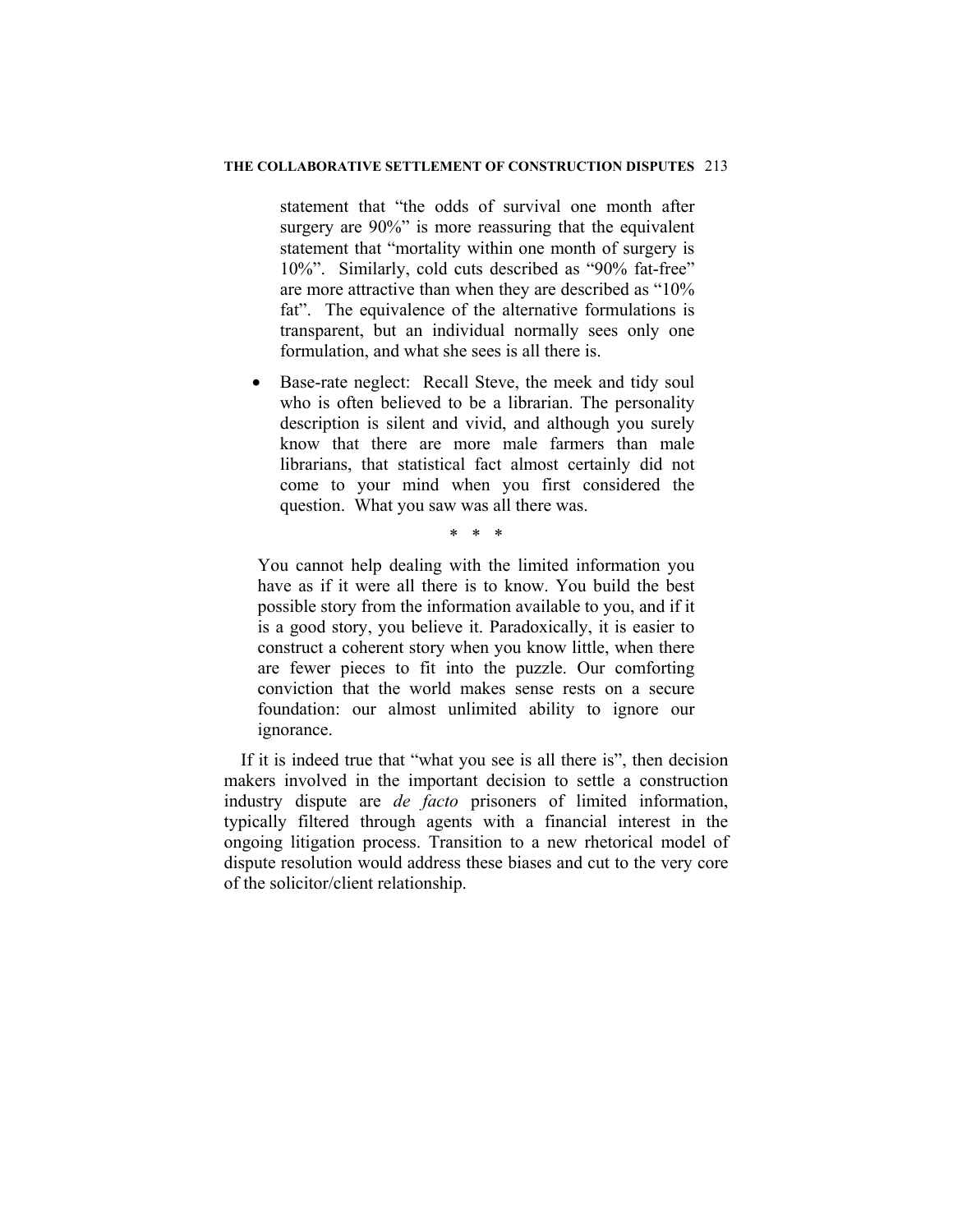> statement that "the odds of survival one month after surgery are 90%" is more reassuring that the equivalent statement that "mortality within one month of surgery is 10%". Similarly, cold cuts described as "90% fat-free" are more attractive than when they are described as "10% fat". The equivalence of the alternative formulations is transparent, but an individual normally sees only one formulation, and what she sees is all there is.
>
> - Base-rate neglect: Recall Steve, the meek and tidy soul who is often believed to be a librarian. The personality description is silent and vivid, and although you surely know that there are more male farmers than male librarians, that statistical fact almost certainly did not come to your mind when you first considered the question. What you saw was all there was.
>
> \* \* \*
>
> You cannot help dealing with the limited information you have as if it were all there is to know. You build the best possible story from the information available to you, and if it is a good story, you believe it. Paradoxically, it is easier to construct a coherent story when you know little, when there are fewer pieces to fit into the puzzle. Our comforting conviction that the world makes sense rests on a secure foundation: our almost unlimited ability to ignore our ignorance.

If it is indeed true that "what you see is all there is", then decision makers involved in the important decision to settle a construction industry dispute are *de facto* prisoners of limited information, typically filtered through agents with a financial interest in the ongoing litigation process. Transition to a new rhetorical model of dispute resolution would address these biases and cut to the very core of the solicitor/client relationship.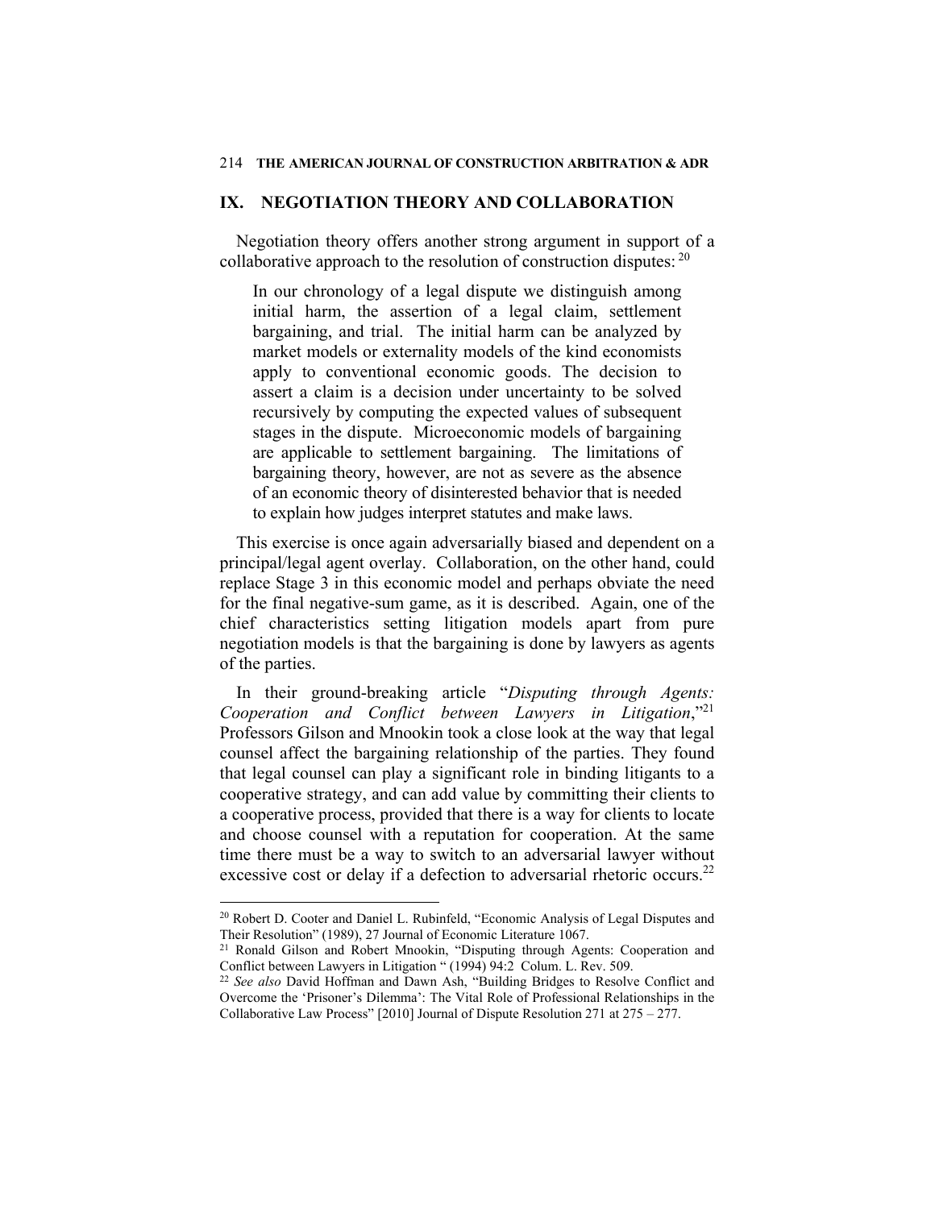## IX. NEGOTIATION THEORY AND COLLABORATION

Negotiation theory offers another strong argument in support of a collaborative approach to the resolution of construction disputes: [20]

> In our chronology of a legal dispute we distinguish among initial harm, the assertion of a legal claim, settlement bargaining, and trial. The initial harm can be analyzed by market models or externality models of the kind economists apply to conventional economic goods. The decision to assert a claim is a decision under uncertainty to be solved recursively by computing the expected values of subsequent stages in the dispute. Microeconomic models of bargaining are applicable to settlement bargaining. The limitations of bargaining theory, however, are not as severe as the absence of an economic theory of disinterested behavior that is needed to explain how judges interpret statutes and make laws.

This exercise is once again adversarially biased and dependent on a principal/legal agent overlay. Collaboration, on the other hand, could replace Stage 3 in this economic model and perhaps obviate the need for the final negative-sum game, as it is described. Again, one of the chief characteristics setting litigation models apart from pure negotiation models is that the bargaining is done by lawyers as agents of the parties.

In their ground-breaking article "*Disputing through Agents: Cooperation and Conflict between Lawyers in Litigation*,"[21] Professors Gilson and Mnookin took a close look at the way that legal counsel affect the bargaining relationship of the parties. They found that legal counsel can play a significant role in binding litigants to a cooperative strategy, and can add value by committing their clients to a cooperative process, provided that there is a way for clients to locate and choose counsel with a reputation for cooperation. At the same time there must be a way to switch to an adversarial lawyer without excessive cost or delay if a defection to adversarial rhetoric occurs.[22]

---

[20] Robert D. Cooter and Daniel L. Rubinfeld, "Economic Analysis of Legal Disputes and Their Resolution" (1989), 27 Journal of Economic Literature 1067.

[21] Ronald Gilson and Robert Mnookin, "Disputing through Agents: Cooperation and Conflict between Lawyers in Litigation " (1994) 94:2 Colum. L. Rev. 509.

[22] *See also* David Hoffman and Dawn Ash, "Building Bridges to Resolve Conflict and Overcome the 'Prisoner's Dilemma': The Vital Role of Professional Relationships in the Collaborative Law Process" [2010] Journal of Dispute Resolution 271 at 275 – 277.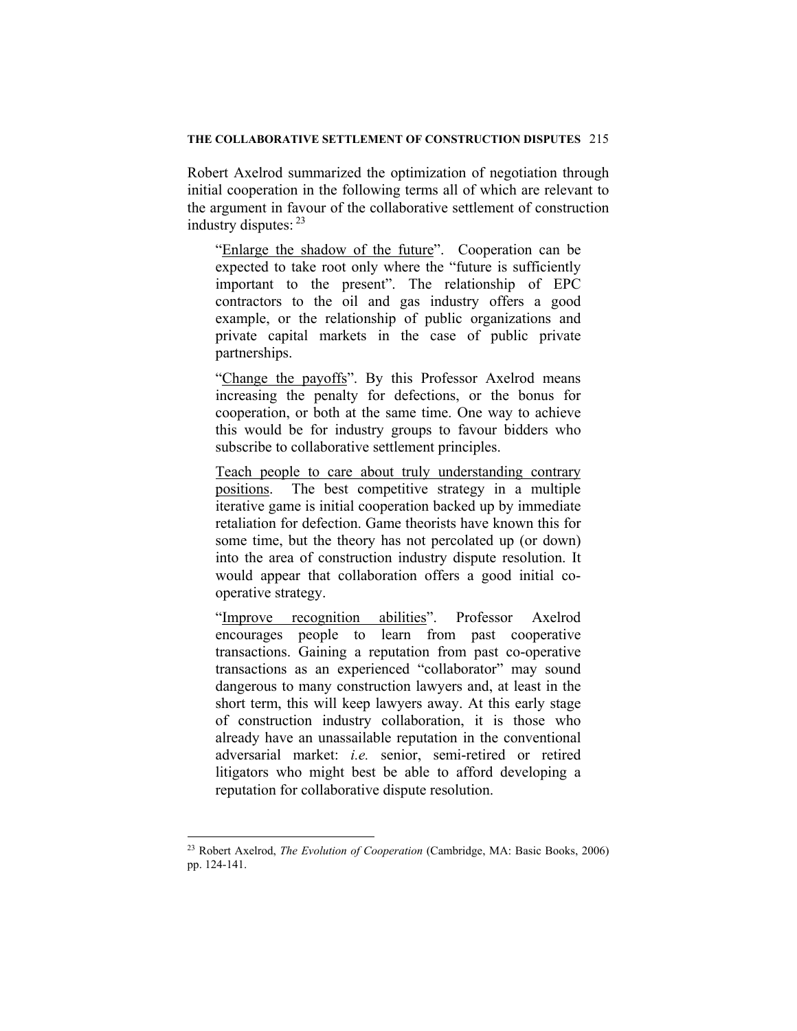Robert Axelrod summarized the optimization of negotiation through initial cooperation in the following terms all of which are relevant to the argument in favour of the collaborative settlement of construction industry disputes: [23]

> "<u>Enlarge the shadow of the future</u>". Cooperation can be expected to take root only where the "future is sufficiently important to the present". The relationship of EPC contractors to the oil and gas industry offers a good example, or the relationship of public organizations and private capital markets in the case of public private partnerships.
>
> "<u>Change the payoffs</u>". By this Professor Axelrod means increasing the penalty for defections, or the bonus for cooperation, or both at the same time. One way to achieve this would be for industry groups to favour bidders who subscribe to collaborative settlement principles.
>
> <u>Teach people to care about truly understanding contrary positions</u>. The best competitive strategy in a multiple iterative game is initial cooperation backed up by immediate retaliation for defection. Game theorists have known this for some time, but the theory has not percolated up (or down) into the area of construction industry dispute resolution. It would appear that collaboration offers a good initial co-operative strategy.
>
> "<u>Improve recognition abilities</u>". Professor Axelrod encourages people to learn from past cooperative transactions. Gaining a reputation from past co-operative transactions as an experienced "collaborator" may sound dangerous to many construction lawyers and, at least in the short term, this will keep lawyers away. At this early stage of construction industry collaboration, it is those who already have an unassailable reputation in the conventional adversarial market: *i.e.* senior, semi-retired or retired litigators who might best be able to afford developing a reputation for collaborative dispute resolution.

---

[23] Robert Axelrod, *The Evolution of Cooperation* (Cambridge, MA: Basic Books, 2006) pp. 124-141.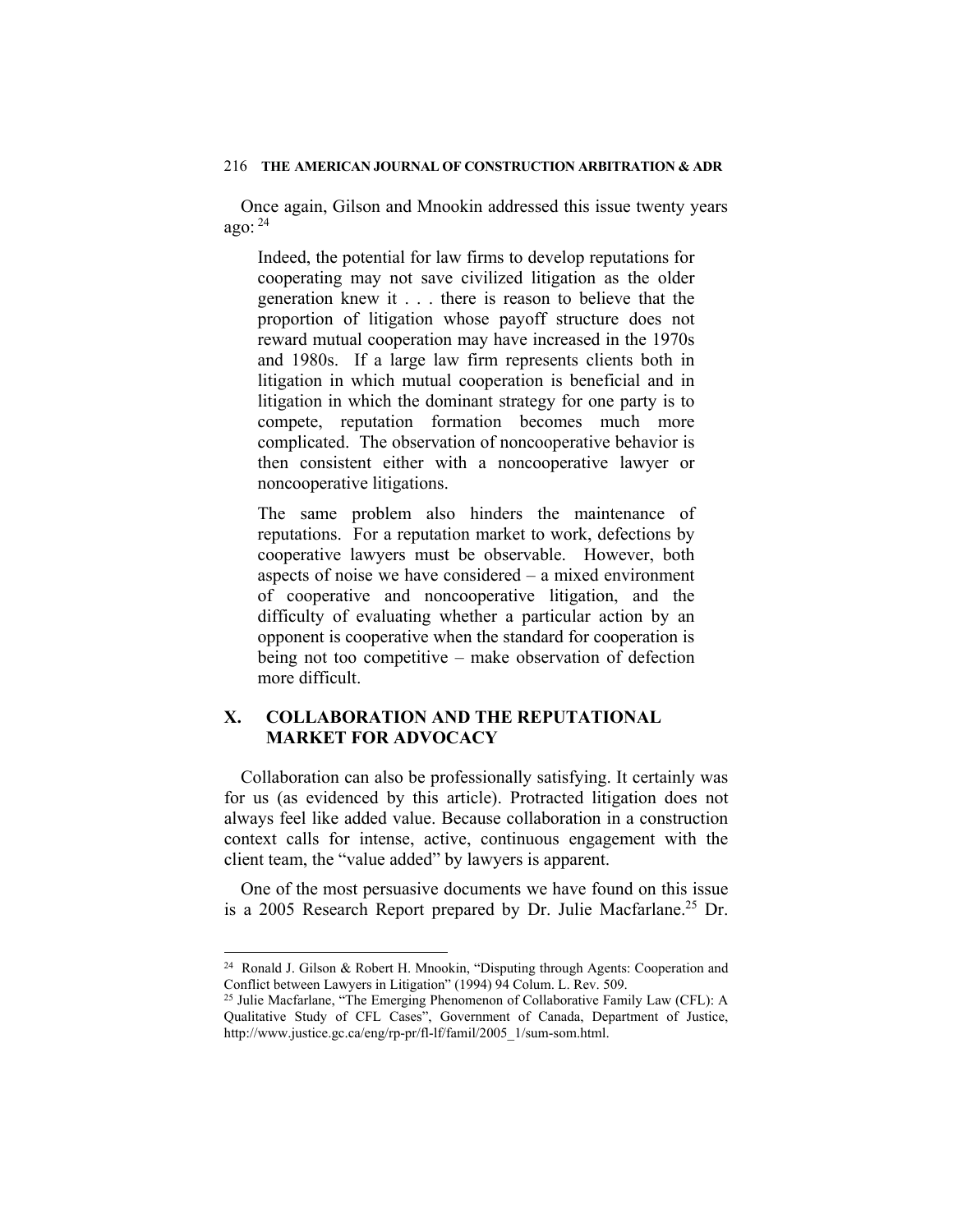Once again, Gilson and Mnookin addressed this issue twenty years ago: [24]

> Indeed, the potential for law firms to develop reputations for cooperating may not save civilized litigation as the older generation knew it . . . there is reason to believe that the proportion of litigation whose payoff structure does not reward mutual cooperation may have increased in the 1970s and 1980s. If a large law firm represents clients both in litigation in which mutual cooperation is beneficial and in litigation in which the dominant strategy for one party is to compete, reputation formation becomes much more complicated. The observation of noncooperative behavior is then consistent either with a noncooperative lawyer or noncooperative litigations.
>
> The same problem also hinders the maintenance of reputations. For a reputation market to work, defections by cooperative lawyers must be observable. However, both aspects of noise we have considered – a mixed environment of cooperative and noncooperative litigation, and the difficulty of evaluating whether a particular action by an opponent is cooperative when the standard for cooperation is being not too competitive – make observation of defection more difficult.

## X. COLLABORATION AND THE REPUTATIONAL MARKET FOR ADVOCACY

Collaboration can also be professionally satisfying. It certainly was for us (as evidenced by this article). Protracted litigation does not always feel like added value. Because collaboration in a construction context calls for intense, active, continuous engagement with the client team, the "value added" by lawyers is apparent.

One of the most persuasive documents we have found on this issue is a 2005 Research Report prepared by Dr. Julie Macfarlane.[25] Dr.

---

[24] Ronald J. Gilson & Robert H. Mnookin, "Disputing through Agents: Cooperation and Conflict between Lawyers in Litigation" (1994) 94 Colum. L. Rev. 509.

[25] Julie Macfarlane, "The Emerging Phenomenon of Collaborative Family Law (CFL): A Qualitative Study of CFL Cases", Government of Canada, Department of Justice, http://www.justice.gc.ca/eng/rp-pr/fl-lf/famil/2005_1/sum-som.html.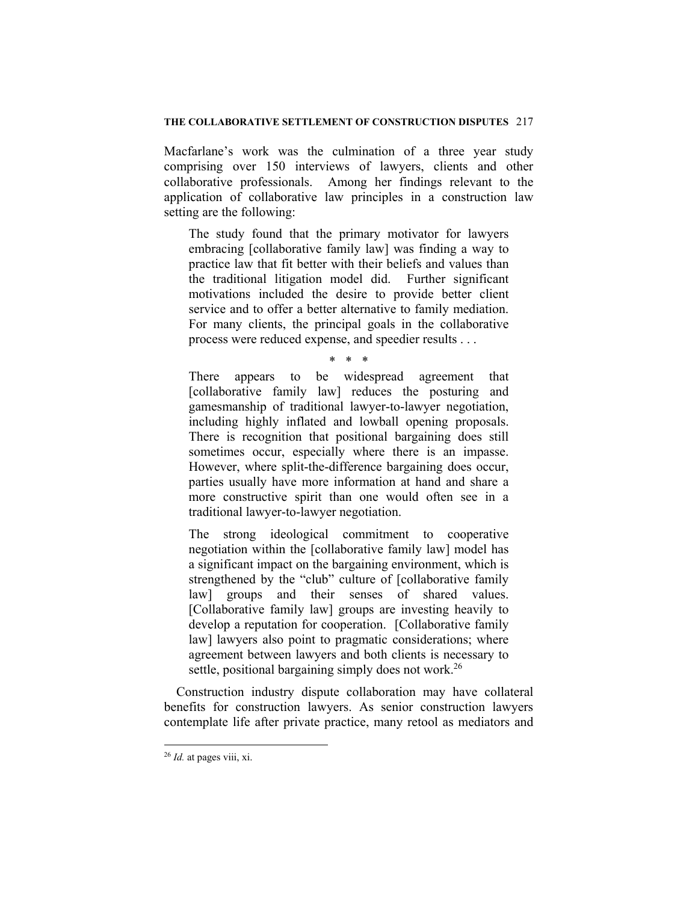Macfarlane's work was the culmination of a three year study comprising over 150 interviews of lawyers, clients and other collaborative professionals. Among her findings relevant to the application of collaborative law principles in a construction law setting are the following:

> The study found that the primary motivator for lawyers embracing [collaborative family law] was finding a way to practice law that fit better with their beliefs and values than the traditional litigation model did. Further significant motivations included the desire to provide better client service and to offer a better alternative to family mediation. For many clients, the principal goals in the collaborative process were reduced expense, and speedier results . . .
>
> \* \* \*
>
> There appears to be widespread agreement that [collaborative family law] reduces the posturing and gamesmanship of traditional lawyer-to-lawyer negotiation, including highly inflated and lowball opening proposals. There is recognition that positional bargaining does still sometimes occur, especially where there is an impasse. However, where split-the-difference bargaining does occur, parties usually have more information at hand and share a more constructive spirit than one would often see in a traditional lawyer-to-lawyer negotiation.
>
> The strong ideological commitment to cooperative negotiation within the [collaborative family law] model has a significant impact on the bargaining environment, which is strengthened by the "club" culture of [collaborative family law] groups and their senses of shared values. [Collaborative family law] groups are investing heavily to develop a reputation for cooperation. [Collaborative family law] lawyers also point to pragmatic considerations; where agreement between lawyers and both clients is necessary to settle, positional bargaining simply does not work.[26]

Construction industry dispute collaboration may have collateral benefits for construction lawyers. As senior construction lawyers contemplate life after private practice, many retool as mediators and

---

[26] *Id.* at pages viii, xi.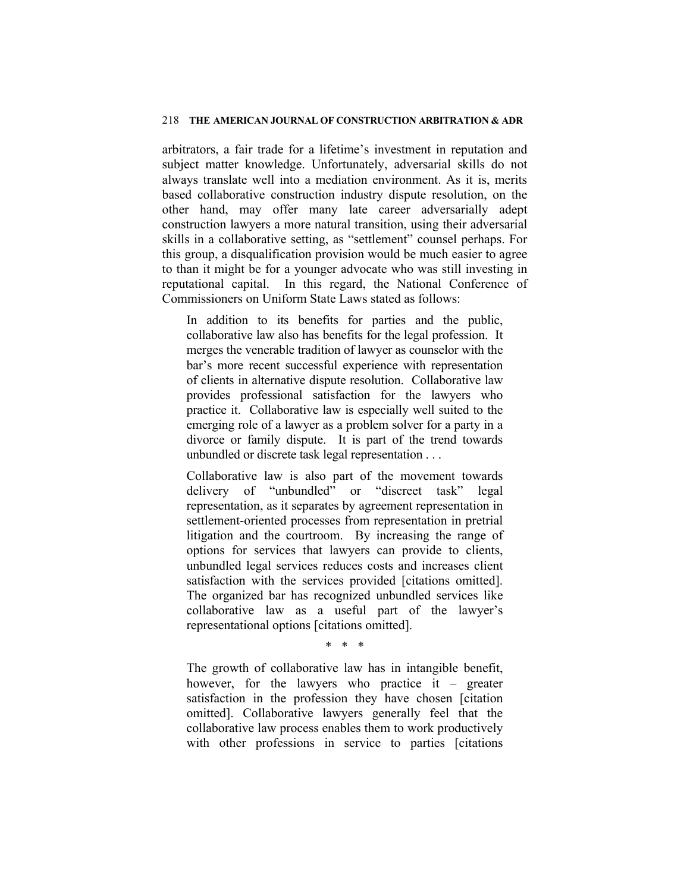arbitrators, a fair trade for a lifetime's investment in reputation and subject matter knowledge. Unfortunately, adversarial skills do not always translate well into a mediation environment. As it is, merits based collaborative construction industry dispute resolution, on the other hand, may offer many late career adversarially adept construction lawyers a more natural transition, using their adversarial skills in a collaborative setting, as "settlement" counsel perhaps. For this group, a disqualification provision would be much easier to agree to than it might be for a younger advocate who was still investing in reputational capital. In this regard, the National Conference of Commissioners on Uniform State Laws stated as follows:

> In addition to its benefits for parties and the public, collaborative law also has benefits for the legal profession. It merges the venerable tradition of lawyer as counselor with the bar's more recent successful experience with representation of clients in alternative dispute resolution. Collaborative law provides professional satisfaction for the lawyers who practice it. Collaborative law is especially well suited to the emerging role of a lawyer as a problem solver for a party in a divorce or family dispute. It is part of the trend towards unbundled or discrete task legal representation . . .
>
> Collaborative law is also part of the movement towards delivery of "unbundled" or "discreet task" legal representation, as it separates by agreement representation in settlement-oriented processes from representation in pretrial litigation and the courtroom. By increasing the range of options for services that lawyers can provide to clients, unbundled legal services reduces costs and increases client satisfaction with the services provided [citations omitted]. The organized bar has recognized unbundled services like collaborative law as a useful part of the lawyer's representational options [citations omitted].
>
> \* \* \*
>
> The growth of collaborative law has in intangible benefit, however, for the lawyers who practice it – greater satisfaction in the profession they have chosen [citation omitted]. Collaborative lawyers generally feel that the collaborative law process enables them to work productively with other professions in service to parties [citations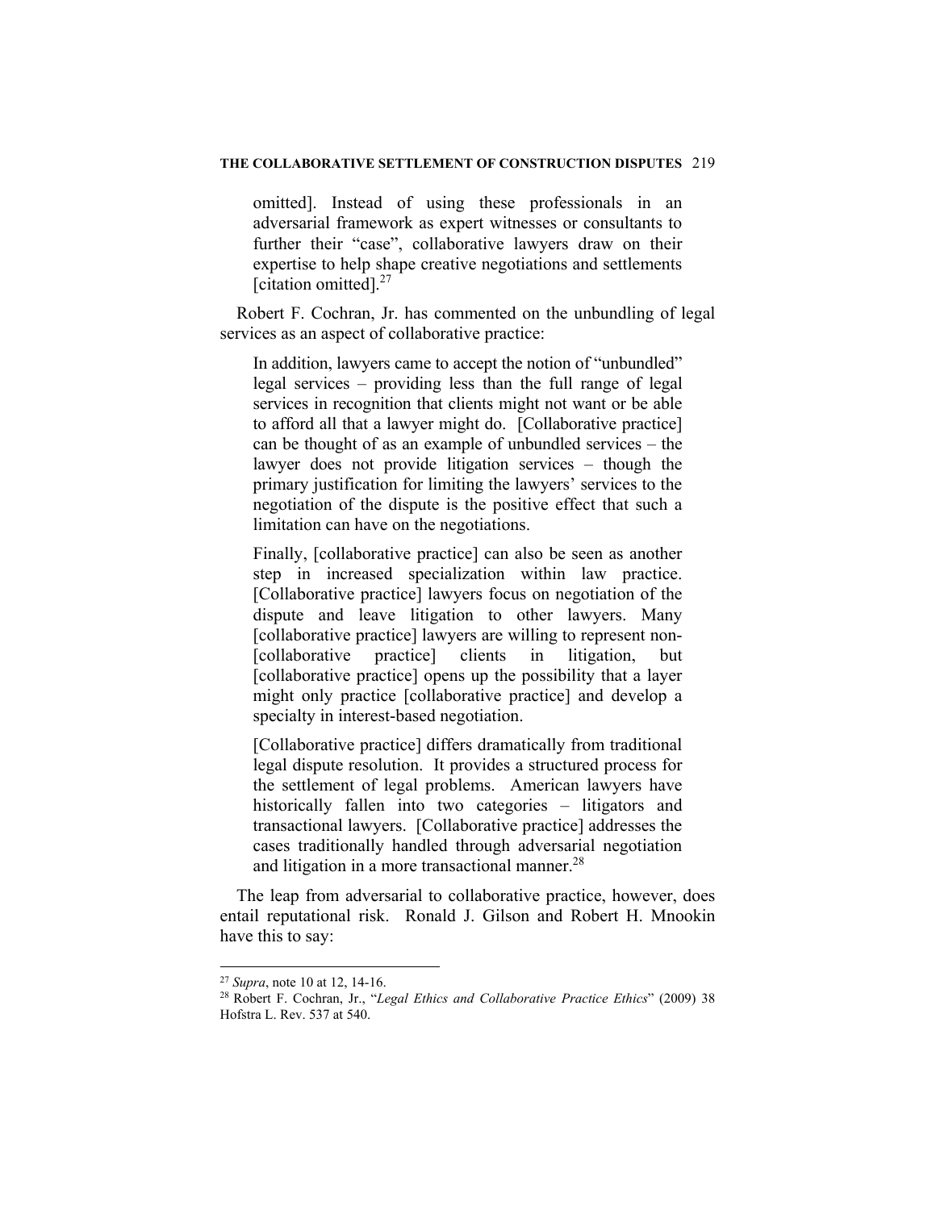omitted]. Instead of using these professionals in an adversarial framework as expert witnesses or consultants to further their "case", collaborative lawyers draw on their expertise to help shape creative negotiations and settlements [citation omitted].[27]

Robert F. Cochran, Jr. has commented on the unbundling of legal services as an aspect of collaborative practice:

> In addition, lawyers came to accept the notion of "unbundled" legal services – providing less than the full range of legal services in recognition that clients might not want or be able to afford all that a lawyer might do. [Collaborative practice] can be thought of as an example of unbundled services – the lawyer does not provide litigation services – though the primary justification for limiting the lawyers' services to the negotiation of the dispute is the positive effect that such a limitation can have on the negotiations.
>
> Finally, [collaborative practice] can also be seen as another step in increased specialization within law practice. [Collaborative practice] lawyers focus on negotiation of the dispute and leave litigation to other lawyers. Many [collaborative practice] lawyers are willing to represent non-[collaborative practice] clients in litigation, but [collaborative practice] opens up the possibility that a layer might only practice [collaborative practice] and develop a specialty in interest-based negotiation.
>
> [Collaborative practice] differs dramatically from traditional legal dispute resolution. It provides a structured process for the settlement of legal problems. American lawyers have historically fallen into two categories – litigators and transactional lawyers. [Collaborative practice] addresses the cases traditionally handled through adversarial negotiation and litigation in a more transactional manner.[28]

The leap from adversarial to collaborative practice, however, does entail reputational risk. Ronald J. Gilson and Robert H. Mnookin have this to say:

---

[27] *Supra*, note 10 at 12, 14-16.

[28] Robert F. Cochran, Jr., "*Legal Ethics and Collaborative Practice Ethics*" (2009) 38 Hofstra L. Rev. 537 at 540.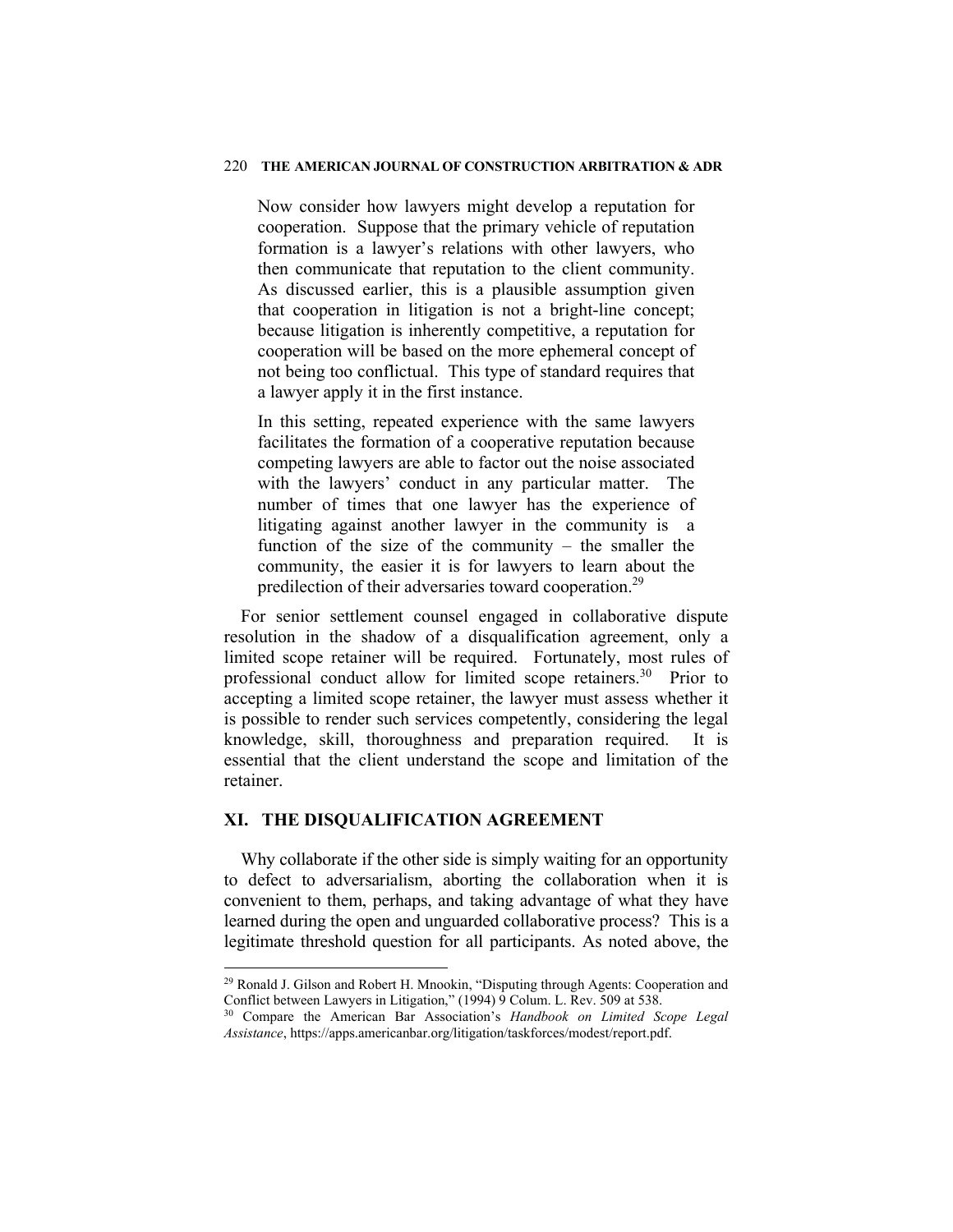> Now consider how lawyers might develop a reputation for cooperation. Suppose that the primary vehicle of reputation formation is a lawyer's relations with other lawyers, who then communicate that reputation to the client community. As discussed earlier, this is a plausible assumption given that cooperation in litigation is not a bright-line concept; because litigation is inherently competitive, a reputation for cooperation will be based on the more ephemeral concept of not being too conflictual. This type of standard requires that a lawyer apply it in the first instance.
>
> In this setting, repeated experience with the same lawyers facilitates the formation of a cooperative reputation because competing lawyers are able to factor out the noise associated with the lawyers' conduct in any particular matter. The number of times that one lawyer has the experience of litigating against another lawyer in the community is a function of the size of the community – the smaller the community, the easier it is for lawyers to learn about the predilection of their adversaries toward cooperation.[29]

For senior settlement counsel engaged in collaborative dispute resolution in the shadow of a disqualification agreement, only a limited scope retainer will be required. Fortunately, most rules of professional conduct allow for limited scope retainers.[30] Prior to accepting a limited scope retainer, the lawyer must assess whether it is possible to render such services competently, considering the legal knowledge, skill, thoroughness and preparation required. It is essential that the client understand the scope and limitation of the retainer.

## XI. THE DISQUALIFICATION AGREEMENT

Why collaborate if the other side is simply waiting for an opportunity to defect to adversarialism, aborting the collaboration when it is convenient to them, perhaps, and taking advantage of what they have learned during the open and unguarded collaborative process? This is a legitimate threshold question for all participants. As noted above, the

---

[29] Ronald J. Gilson and Robert H. Mnookin, "Disputing through Agents: Cooperation and Conflict between Lawyers in Litigation," (1994) 9 Colum. L. Rev. 509 at 538.

[30] Compare the American Bar Association's *Handbook on Limited Scope Legal Assistance*, https://apps.americanbar.org/litigation/taskforces/modest/report.pdf.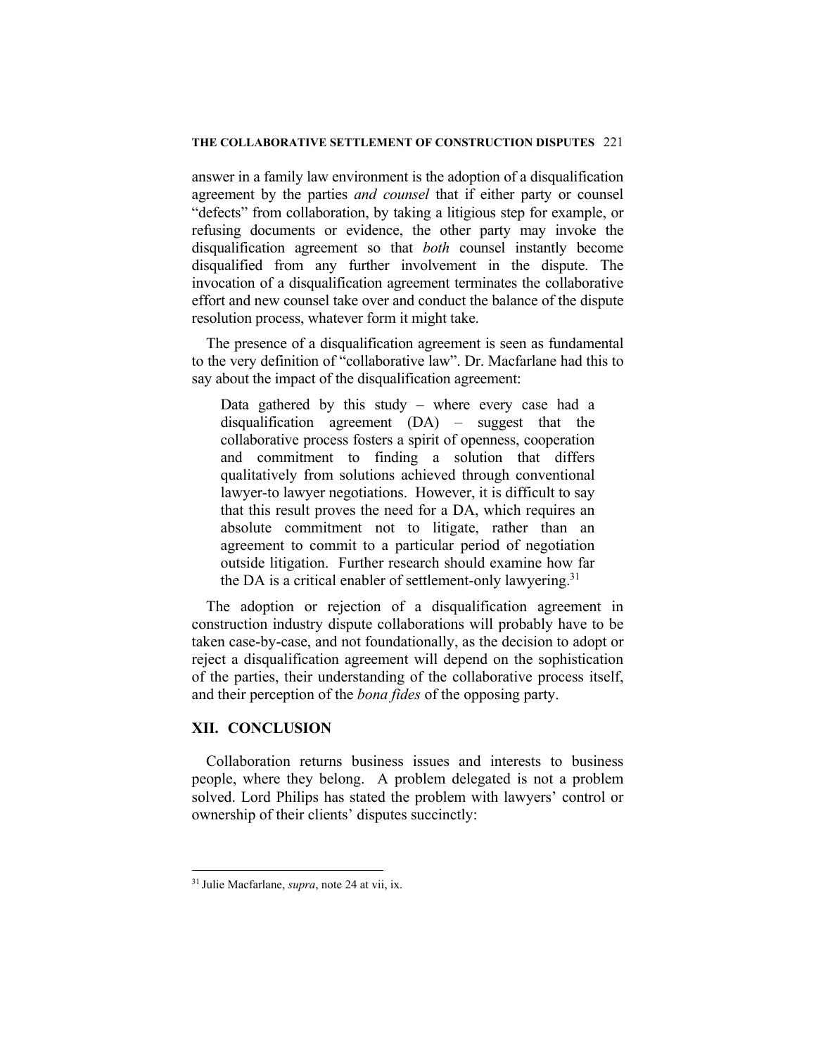answer in a family law environment is the adoption of a disqualification agreement by the parties *and counsel* that if either party or counsel "defects" from collaboration, by taking a litigious step for example, or refusing documents or evidence, the other party may invoke the disqualification agreement so that *both* counsel instantly become disqualified from any further involvement in the dispute. The invocation of a disqualification agreement terminates the collaborative effort and new counsel take over and conduct the balance of the dispute resolution process, whatever form it might take.

The presence of a disqualification agreement is seen as fundamental to the very definition of "collaborative law". Dr. Macfarlane had this to say about the impact of the disqualification agreement:

> Data gathered by this study – where every case had a disqualification agreement (DA) – suggest that the collaborative process fosters a spirit of openness, cooperation and commitment to finding a solution that differs qualitatively from solutions achieved through conventional lawyer-to lawyer negotiations. However, it is difficult to say that this result proves the need for a DA, which requires an absolute commitment not to litigate, rather than an agreement to commit to a particular period of negotiation outside litigation. Further research should examine how far the DA is a critical enabler of settlement-only lawyering.[31]

The adoption or rejection of a disqualification agreement in construction industry dispute collaborations will probably have to be taken case-by-case, and not foundationally, as the decision to adopt or reject a disqualification agreement will depend on the sophistication of the parties, their understanding of the collaborative process itself, and their perception of the *bona fides* of the opposing party.

## XII. CONCLUSION

Collaboration returns business issues and interests to business people, where they belong. A problem delegated is not a problem solved. Lord Philips has stated the problem with lawyers' control or ownership of their clients' disputes succinctly:

---

[31] Julie Macfarlane, *supra*, note 24 at vii, ix.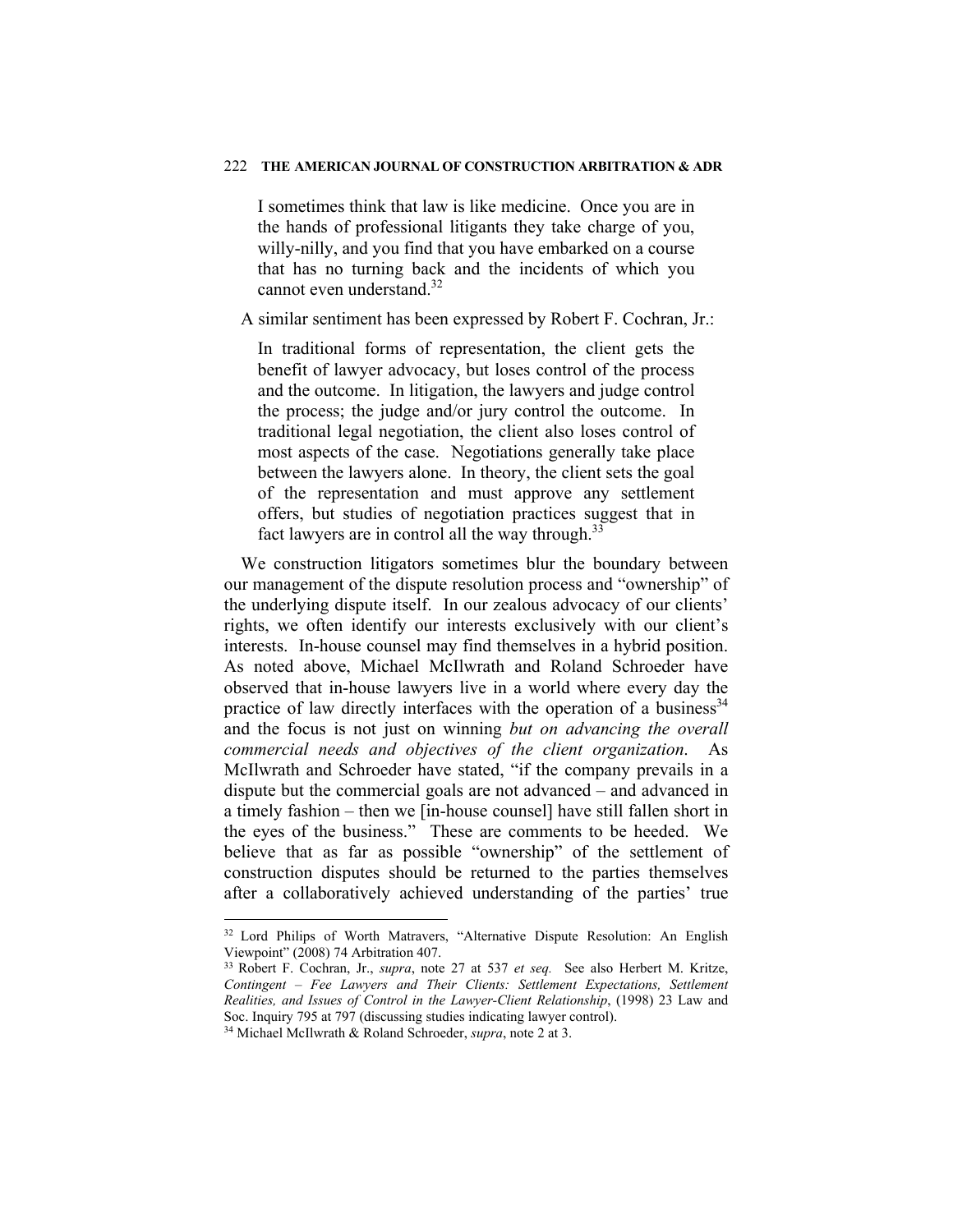> I sometimes think that law is like medicine. Once you are in the hands of professional litigants they take charge of you, willy-nilly, and you find that you have embarked on a course that has no turning back and the incidents of which you cannot even understand.[32]

A similar sentiment has been expressed by Robert F. Cochran, Jr.:

> In traditional forms of representation, the client gets the benefit of lawyer advocacy, but loses control of the process and the outcome. In litigation, the lawyers and judge control the process; the judge and/or jury control the outcome. In traditional legal negotiation, the client also loses control of most aspects of the case. Negotiations generally take place between the lawyers alone. In theory, the client sets the goal of the representation and must approve any settlement offers, but studies of negotiation practices suggest that in fact lawyers are in control all the way through.[33]

We construction litigators sometimes blur the boundary between our management of the dispute resolution process and "ownership" of the underlying dispute itself. In our zealous advocacy of our clients' rights, we often identify our interests exclusively with our client's interests. In-house counsel may find themselves in a hybrid position. As noted above, Michael McIlwrath and Roland Schroeder have observed that in-house lawyers live in a world where every day the practice of law directly interfaces with the operation of a business[34] and the focus is not just on winning *but on advancing the overall commercial needs and objectives of the client organization*. As McIlwrath and Schroeder have stated, "if the company prevails in a dispute but the commercial goals are not advanced – and advanced in a timely fashion – then we [in-house counsel] have still fallen short in the eyes of the business." These are comments to be heeded. We believe that as far as possible "ownership" of the settlement of construction disputes should be returned to the parties themselves after a collaboratively achieved understanding of the parties' true

---

[32] Lord Philips of Worth Matravers, "Alternative Dispute Resolution: An English Viewpoint" (2008) 74 Arbitration 407.

[33] Robert F. Cochran, Jr., *supra*, note 27 at 537 *et seq.* See also Herbert M. Kritze, *Contingent – Fee Lawyers and Their Clients: Settlement Expectations, Settlement Realities, and Issues of Control in the Lawyer-Client Relationship*, (1998) 23 Law and Soc. Inquiry 795 at 797 (discussing studies indicating lawyer control).

[34] Michael McIlwrath & Roland Schroeder, *supra*, note 2 at 3.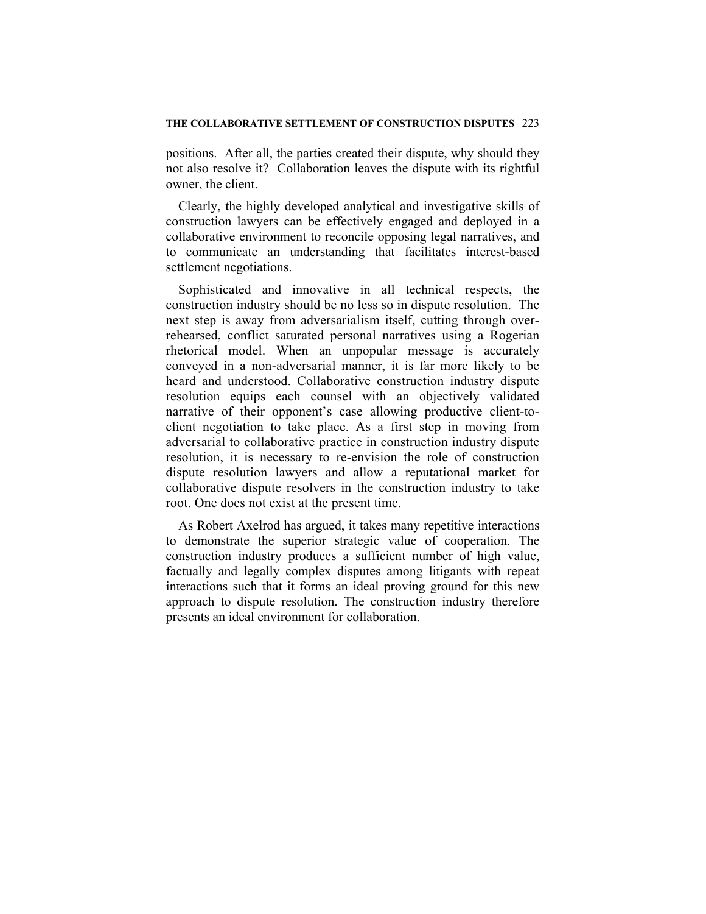positions. After all, the parties created their dispute, why should they not also resolve it? Collaboration leaves the dispute with its rightful owner, the client.

Clearly, the highly developed analytical and investigative skills of construction lawyers can be effectively engaged and deployed in a collaborative environment to reconcile opposing legal narratives, and to communicate an understanding that facilitates interest-based settlement negotiations.

Sophisticated and innovative in all technical respects, the construction industry should be no less so in dispute resolution. The next step is away from adversarialism itself, cutting through over-rehearsed, conflict saturated personal narratives using a Rogerian rhetorical model. When an unpopular message is accurately conveyed in a non-adversarial manner, it is far more likely to be heard and understood. Collaborative construction industry dispute resolution equips each counsel with an objectively validated narrative of their opponent's case allowing productive client-to-client negotiation to take place. As a first step in moving from adversarial to collaborative practice in construction industry dispute resolution, it is necessary to re-envision the role of construction dispute resolution lawyers and allow a reputational market for collaborative dispute resolvers in the construction industry to take root. One does not exist at the present time.

As Robert Axelrod has argued, it takes many repetitive interactions to demonstrate the superior strategic value of cooperation. The construction industry produces a sufficient number of high value, factually and legally complex disputes among litigants with repeat interactions such that it forms an ideal proving ground for this new approach to dispute resolution. The construction industry therefore presents an ideal environment for collaboration.